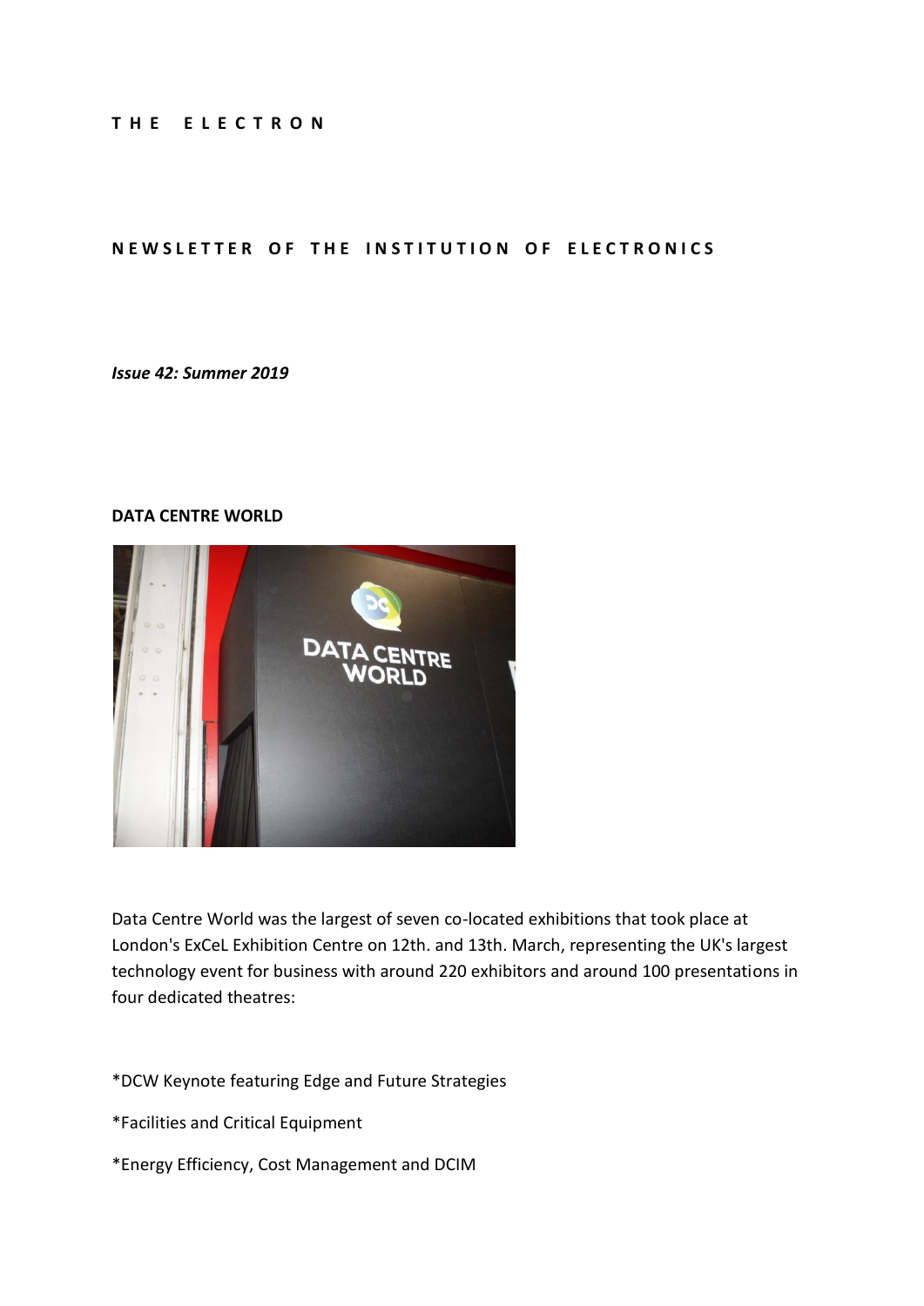**T H E E L E C T R O N**

**N E W S L E T T E R O F T H E I N S T I T U T I O N O F E L E C T R O N I C S**

***Issue 42: Summer 2019***

**DATA CENTRE WORLD**

Data Centre World was the largest of seven co-located exhibitions that took place at London's ExCeL Exhibition Centre on 12th. and 13th. March, representing the UK's largest technology event for business with around 220 exhibitors and around 100 presentations in four dedicated theatres:

*DCW Keynote featuring Edge and Future Strategies

*Facilities and Critical Equipment

*Energy Efficiency, Cost Management and DCIM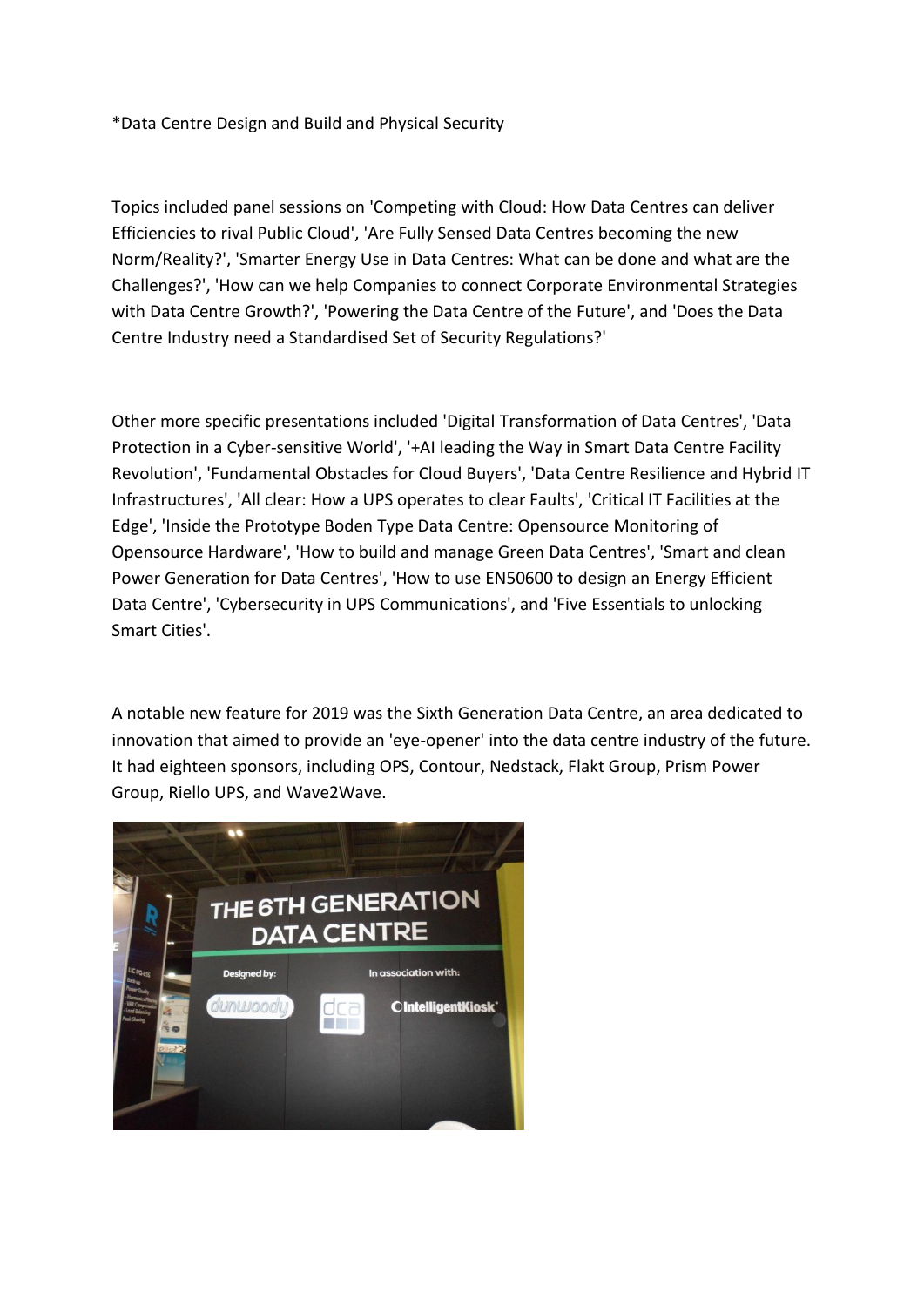*Data Centre Design and Build and Physical Security

Topics included panel sessions on 'Competing with Cloud: How Data Centres can deliver Efficiencies to rival Public Cloud', 'Are Fully Sensed Data Centres becoming the new Norm/Reality?', 'Smarter Energy Use in Data Centres: What can be done and what are the Challenges?', 'How can we help Companies to connect Corporate Environmental Strategies with Data Centre Growth?', 'Powering the Data Centre of the Future', and 'Does the Data Centre Industry need a Standardised Set of Security Regulations?'

Other more specific presentations included 'Digital Transformation of Data Centres', 'Data Protection in a Cyber-sensitive World', '+AI leading the Way in Smart Data Centre Facility Revolution', 'Fundamental Obstacles for Cloud Buyers', 'Data Centre Resilience and Hybrid IT Infrastructures', 'All clear: How a UPS operates to clear Faults', 'Critical IT Facilities at the Edge', 'Inside the Prototype Boden Type Data Centre: Opensource Monitoring of Opensource Hardware', 'How to build and manage Green Data Centres', 'Smart and clean Power Generation for Data Centres', 'How to use EN50600 to design an Energy Efficient Data Centre', 'Cybersecurity in UPS Communications', and 'Five Essentials to unlocking Smart Cities'.

A notable new feature for 2019 was the Sixth Generation Data Centre, an area dedicated to innovation that aimed to provide an 'eye-opener' into the data centre industry of the future. It had eighteen sponsors, including OPS, Contour, Nedstack, Flakt Group, Prism Power Group, Riello UPS, and Wave2Wave.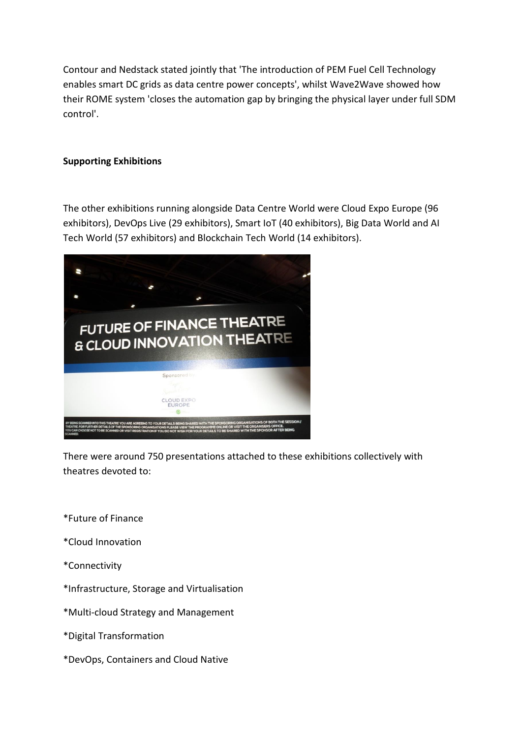Contour and Nedstack stated jointly that 'The introduction of PEM Fuel Cell Technology enables smart DC grids as data centre power concepts', whilst Wave2Wave showed how their ROME system 'closes the automation gap by bringing the physical layer under full SDM control'.

**Supporting Exhibitions**

The other exhibitions running alongside Data Centre World were Cloud Expo Europe (96 exhibitors), DevOps Live (29 exhibitors), Smart IoT (40 exhibitors), Big Data World and AI Tech World (57 exhibitors) and Blockchain Tech World (14 exhibitors).

There were around 750 presentations attached to these exhibitions collectively with theatres devoted to:

*Future of Finance

*Cloud Innovation

*Connectivity

*Infrastructure, Storage and Virtualisation

*Multi-cloud Strategy and Management

*Digital Transformation

*DevOps, Containers and Cloud Native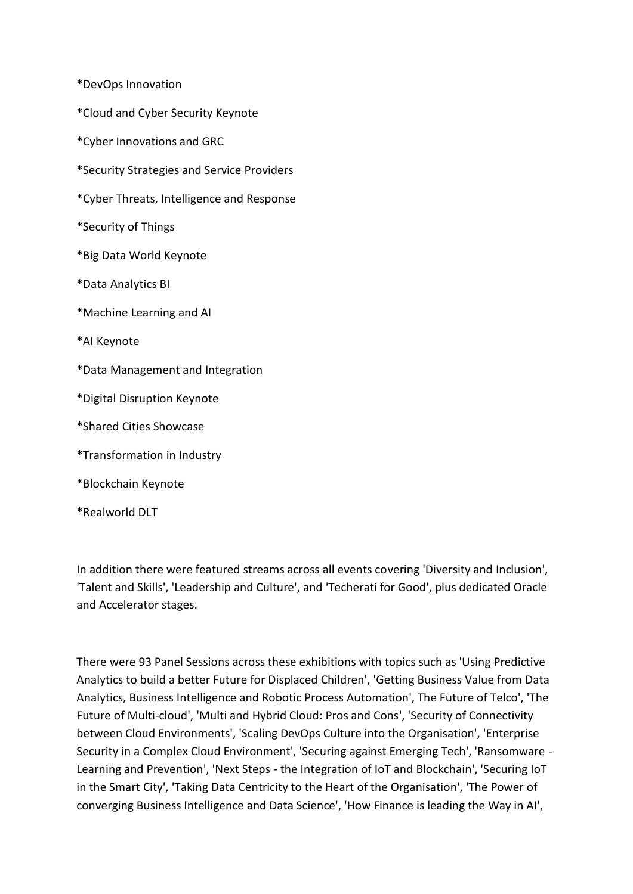*DevOps Innovation

*Cloud and Cyber Security Keynote

*Cyber Innovations and GRC

*Security Strategies and Service Providers

*Cyber Threats, Intelligence and Response

*Security of Things

*Big Data World Keynote

*Data Analytics BI

*Machine Learning and AI

*AI Keynote

*Data Management and Integration

*Digital Disruption Keynote

*Shared Cities Showcase

*Transformation in Industry

*Blockchain Keynote

*Realworld DLT

In addition there were featured streams across all events covering 'Diversity and Inclusion', 'Talent and Skills', 'Leadership and Culture', and 'Techerati for Good', plus dedicated Oracle and Accelerator stages.

There were 93 Panel Sessions across these exhibitions with topics such as 'Using Predictive Analytics to build a better Future for Displaced Children', 'Getting Business Value from Data Analytics, Business Intelligence and Robotic Process Automation', The Future of Telco', 'The Future of Multi-cloud', 'Multi and Hybrid Cloud: Pros and Cons', 'Security of Connectivity between Cloud Environments', 'Scaling DevOps Culture into the Organisation', 'Enterprise Security in a Complex Cloud Environment', 'Securing against Emerging Tech', 'Ransomware - Learning and Prevention', 'Next Steps - the Integration of IoT and Blockchain', 'Securing IoT in the Smart City', 'Taking Data Centricity to the Heart of the Organisation', 'The Power of converging Business Intelligence and Data Science', 'How Finance is leading the Way in AI',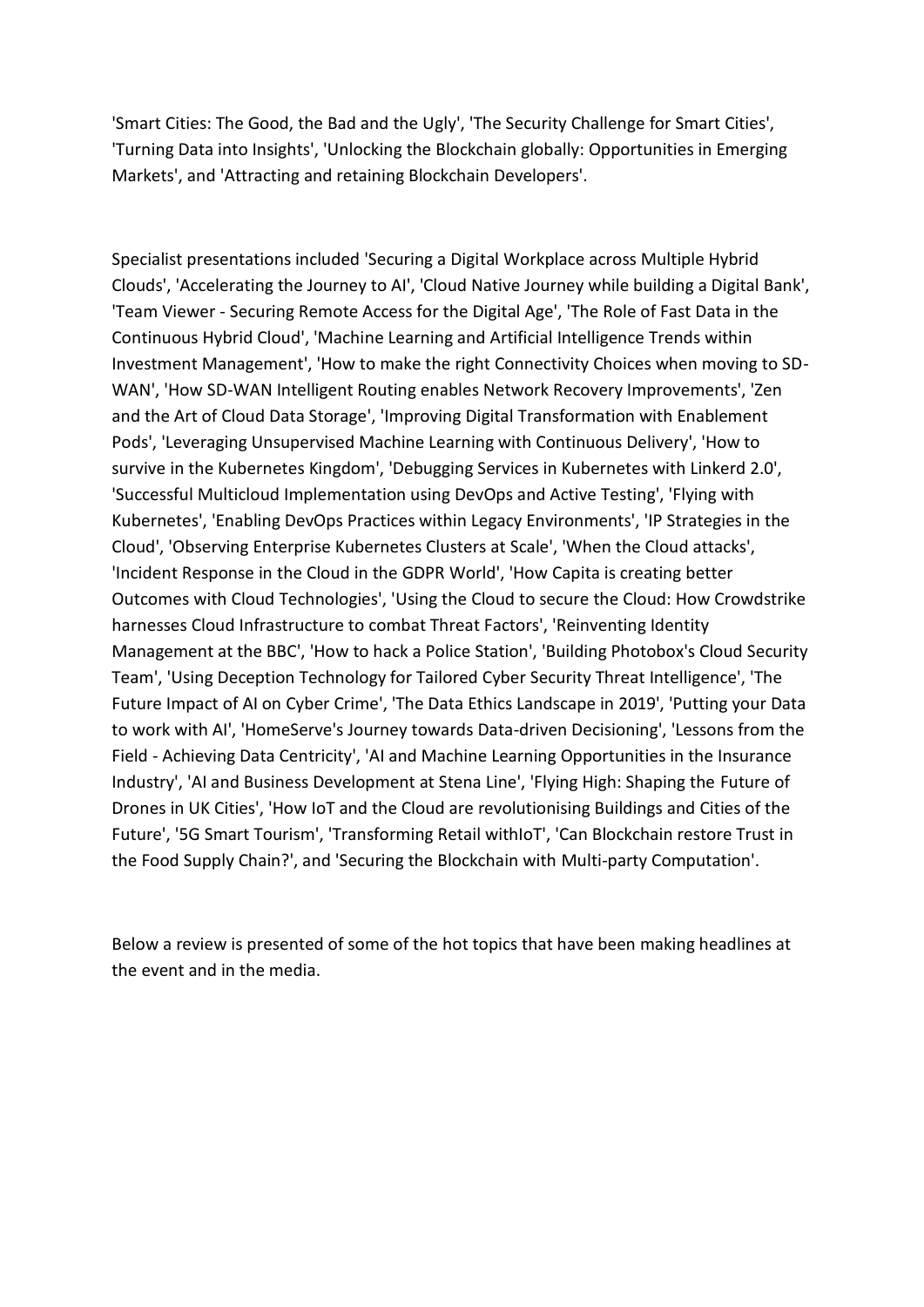'Smart Cities: The Good, the Bad and the Ugly', 'The Security Challenge for Smart Cities', 'Turning Data into Insights', 'Unlocking the Blockchain globally: Opportunities in Emerging Markets', and 'Attracting and retaining Blockchain Developers'.

Specialist presentations included 'Securing a Digital Workplace across Multiple Hybrid Clouds', 'Accelerating the Journey to AI', 'Cloud Native Journey while building a Digital Bank', 'Team Viewer - Securing Remote Access for the Digital Age', 'The Role of Fast Data in the Continuous Hybrid Cloud', 'Machine Learning and Artificial Intelligence Trends within Investment Management', 'How to make the right Connectivity Choices when moving to SD-WAN', 'How SD-WAN Intelligent Routing enables Network Recovery Improvements', 'Zen and the Art of Cloud Data Storage', 'Improving Digital Transformation with Enablement Pods', 'Leveraging Unsupervised Machine Learning with Continuous Delivery', 'How to survive in the Kubernetes Kingdom', 'Debugging Services in Kubernetes with Linkerd 2.0', 'Successful Multicloud Implementation using DevOps and Active Testing', 'Flying with Kubernetes', 'Enabling DevOps Practices within Legacy Environments', 'IP Strategies in the Cloud', 'Observing Enterprise Kubernetes Clusters at Scale', 'When the Cloud attacks', 'Incident Response in the Cloud in the GDPR World', 'How Capita is creating better Outcomes with Cloud Technologies', 'Using the Cloud to secure the Cloud: How Crowdstrike harnesses Cloud Infrastructure to combat Threat Factors', 'Reinventing Identity Management at the BBC', 'How to hack a Police Station', 'Building Photobox's Cloud Security Team', 'Using Deception Technology for Tailored Cyber Security Threat Intelligence', 'The Future Impact of AI on Cyber Crime', 'The Data Ethics Landscape in 2019', 'Putting your Data to work with AI', 'HomeServe's Journey towards Data-driven Decisioning', 'Lessons from the Field - Achieving Data Centricity', 'AI and Machine Learning Opportunities in the Insurance Industry', 'AI and Business Development at Stena Line', 'Flying High: Shaping the Future of Drones in UK Cities', 'How IoT and the Cloud are revolutionising Buildings and Cities of the Future', '5G Smart Tourism', 'Transforming Retail withIoT', 'Can Blockchain restore Trust in the Food Supply Chain?', and 'Securing the Blockchain with Multi-party Computation'.

Below a review is presented of some of the hot topics that have been making headlines at the event and in the media.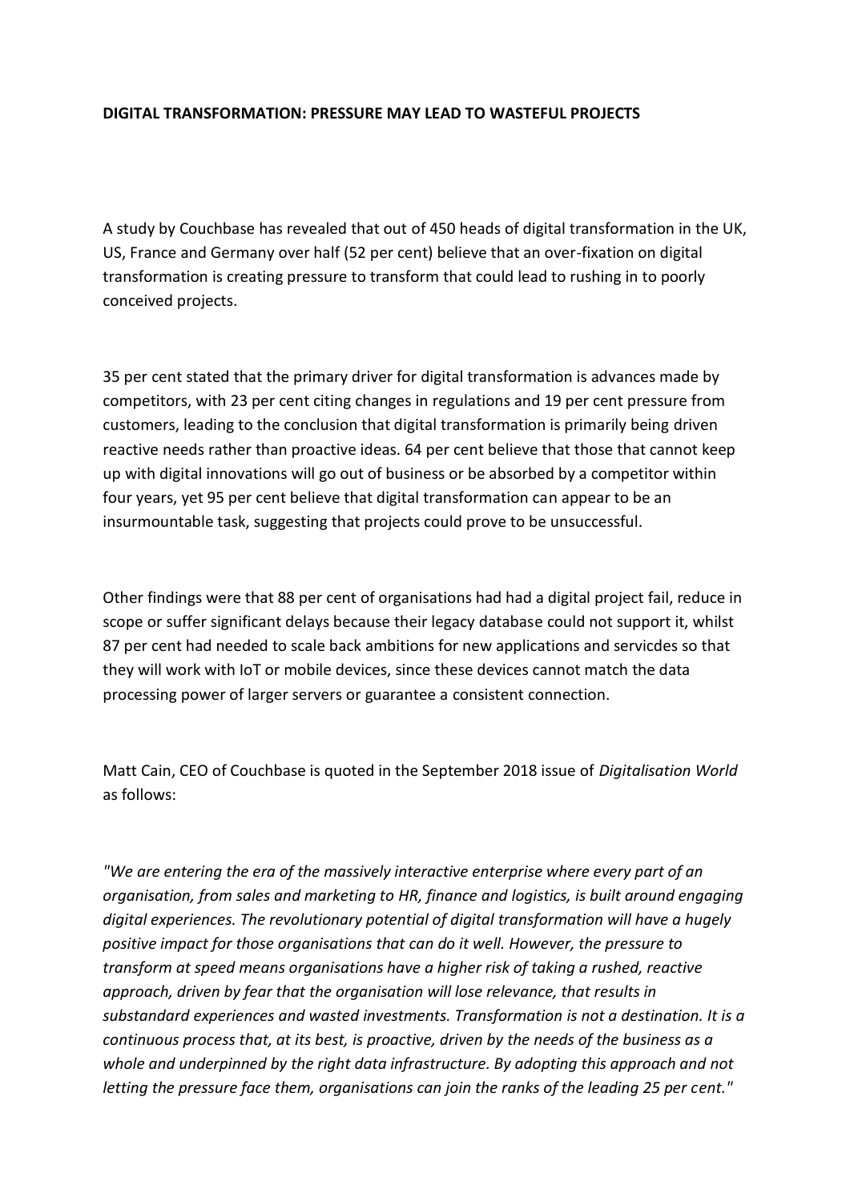**DIGITAL TRANSFORMATION: PRESSURE MAY LEAD TO WASTEFUL PROJECTS**

A study by Couchbase has revealed that out of 450 heads of digital transformation in the UK, US, France and Germany over half (52 per cent) believe that an over-fixation on digital transformation is creating pressure to transform that could lead to rushing in to poorly conceived projects.

35 per cent stated that the primary driver for digital transformation is advances made by competitors, with 23 per cent citing changes in regulations and 19 per cent pressure from customers, leading to the conclusion that digital transformation is primarily being driven reactive needs rather than proactive ideas. 64 per cent believe that those that cannot keep up with digital innovations will go out of business or be absorbed by a competitor within four years, yet 95 per cent believe that digital transformation can appear to be an insurmountable task, suggesting that projects could prove to be unsuccessful.

Other findings were that 88 per cent of organisations had had a digital project fail, reduce in scope or suffer significant delays because their legacy database could not support it, whilst 87 per cent had needed to scale back ambitions for new applications and servicdes so that they will work with IoT or mobile devices, since these devices cannot match the data processing power of larger servers or guarantee a consistent connection.

Matt Cain, CEO of Couchbase is quoted in the September 2018 issue of *Digitalisation World* as follows:

*"We are entering the era of the massively interactive enterprise where every part of an organisation, from sales and marketing to HR, finance and logistics, is built around engaging digital experiences. The revolutionary potential of digital transformation will have a hugely positive impact for those organisations that can do it well. However, the pressure to transform at speed means organisations have a higher risk of taking a rushed, reactive approach, driven by fear that the organisation will lose relevance, that results in substandard experiences and wasted investments. Transformation is not a destination. It is a continuous process that, at its best, is proactive, driven by the needs of the business as a whole and underpinned by the right data infrastructure. By adopting this approach and not letting the pressure face them, organisations can join the ranks of the leading 25 per cent."*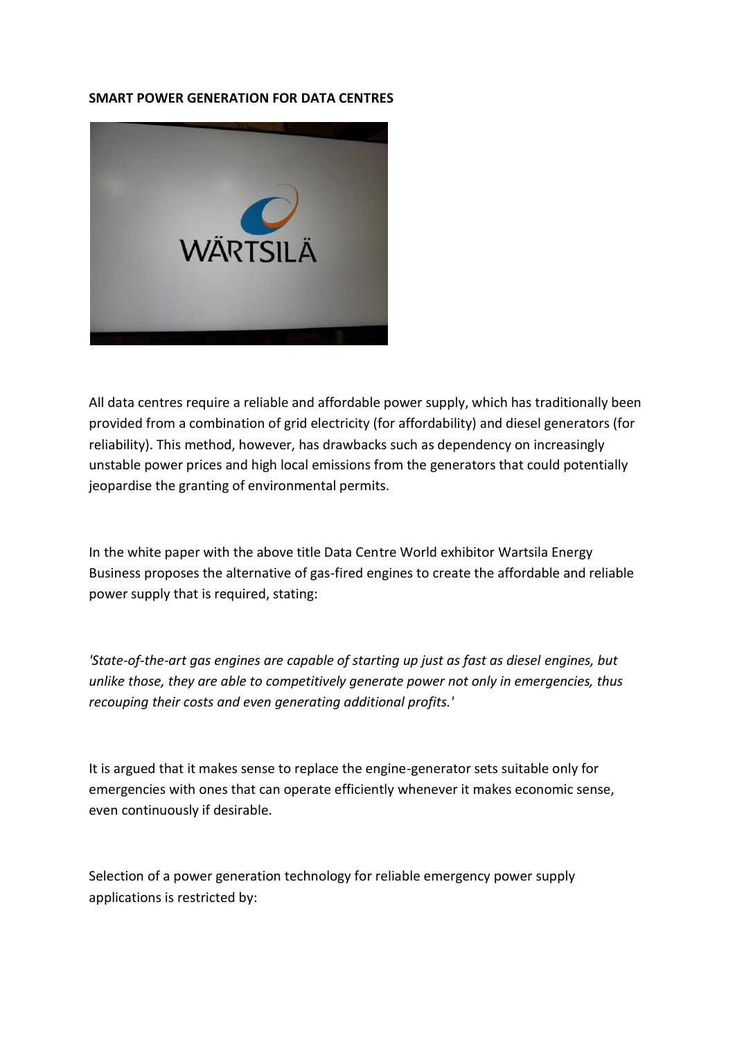**SMART POWER GENERATION FOR DATA CENTRES**

All data centres require a reliable and affordable power supply, which has traditionally been provided from a combination of grid electricity (for affordability) and diesel generators (for reliability). This method, however, has drawbacks such as dependency on increasingly unstable power prices and high local emissions from the generators that could potentially jeopardise the granting of environmental permits.

In the white paper with the above title Data Centre World exhibitor Wartsila Energy Business proposes the alternative of gas-fired engines to create the affordable and reliable power supply that is required, stating:

*'State-of-the-art gas engines are capable of starting up just as fast as diesel engines, but unlike those, they are able to competitively generate power not only in emergencies, thus recouping their costs and even generating additional profits.'*

It is argued that it makes sense to replace the engine-generator sets suitable only for emergencies with ones that can operate efficiently whenever it makes economic sense, even continuously if desirable.

Selection of a power generation technology for reliable emergency power supply applications is restricted by: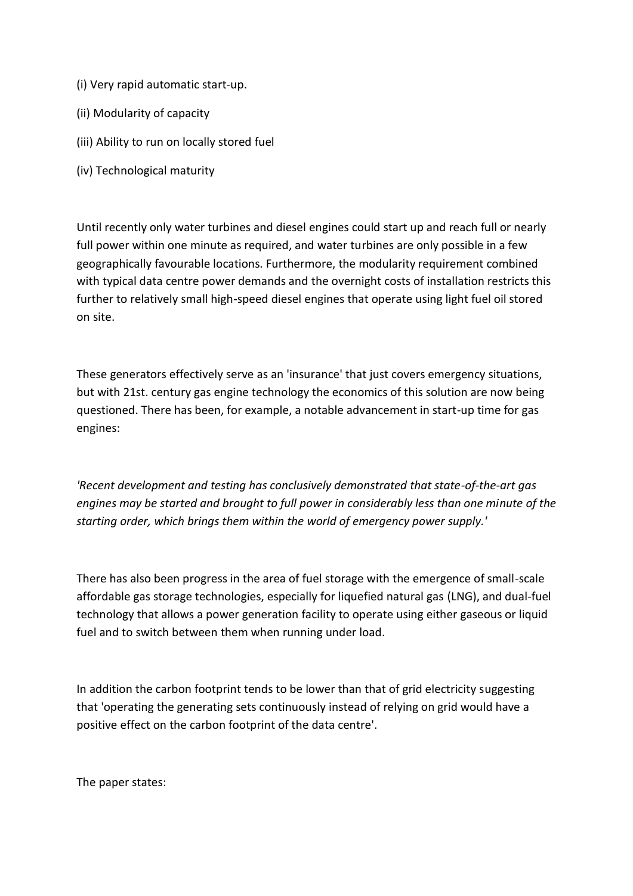(i) Very rapid automatic start-up.

(ii) Modularity of capacity

(iii) Ability to run on locally stored fuel

(iv) Technological maturity

Until recently only water turbines and diesel engines could start up and reach full or nearly full power within one minute as required, and water turbines are only possible in a few geographically favourable locations. Furthermore, the modularity requirement combined with typical data centre power demands and the overnight costs of installation restricts this further to relatively small high-speed diesel engines that operate using light fuel oil stored on site.

These generators effectively serve as an 'insurance' that just covers emergency situations, but with 21st. century gas engine technology the economics of this solution are now being questioned. There has been, for example, a notable advancement in start-up time for gas engines:

*'Recent development and testing has conclusively demonstrated that state-of-the-art gas engines may be started and brought to full power in considerably less than one minute of the starting order, which brings them within the world of emergency power supply.'*

There has also been progress in the area of fuel storage with the emergence of small-scale affordable gas storage technologies, especially for liquefied natural gas (LNG), and dual-fuel technology that allows a power generation facility to operate using either gaseous or liquid fuel and to switch between them when running under load.

In addition the carbon footprint tends to be lower than that of grid electricity suggesting that 'operating the generating sets continuously instead of relying on grid would have a positive effect on the carbon footprint of the data centre'.

The paper states: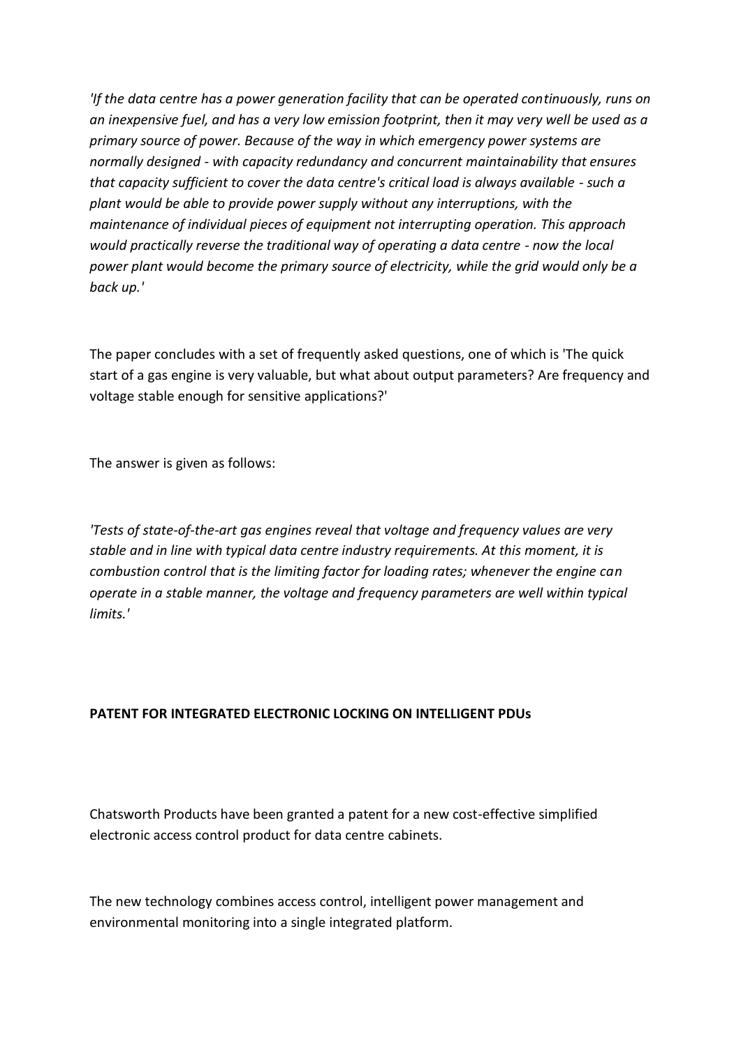*'If the data centre has a power generation facility that can be operated continuously, runs on an inexpensive fuel, and has a very low emission footprint, then it may very well be used as a primary source of power. Because of the way in which emergency power systems are normally designed - with capacity redundancy and concurrent maintainability that ensures that capacity sufficient to cover the data centre's critical load is always available - such a plant would be able to provide power supply without any interruptions, with the maintenance of individual pieces of equipment not interrupting operation. This approach would practically reverse the traditional way of operating a data centre - now the local power plant would become the primary source of electricity, while the grid would only be a back up.'*

The paper concludes with a set of frequently asked questions, one of which is 'The quick start of a gas engine is very valuable, but what about output parameters? Are frequency and voltage stable enough for sensitive applications?'

The answer is given as follows:

*'Tests of state-of-the-art gas engines reveal that voltage and frequency values are very stable and in line with typical data centre industry requirements. At this moment, it is combustion control that is the limiting factor for loading rates; whenever the engine can operate in a stable manner, the voltage and frequency parameters are well within typical limits.'*

**PATENT FOR INTEGRATED ELECTRONIC LOCKING ON INTELLIGENT PDUs**

Chatsworth Products have been granted a patent for a new cost-effective simplified electronic access control product for data centre cabinets.

The new technology combines access control, intelligent power management and environmental monitoring into a single integrated platform.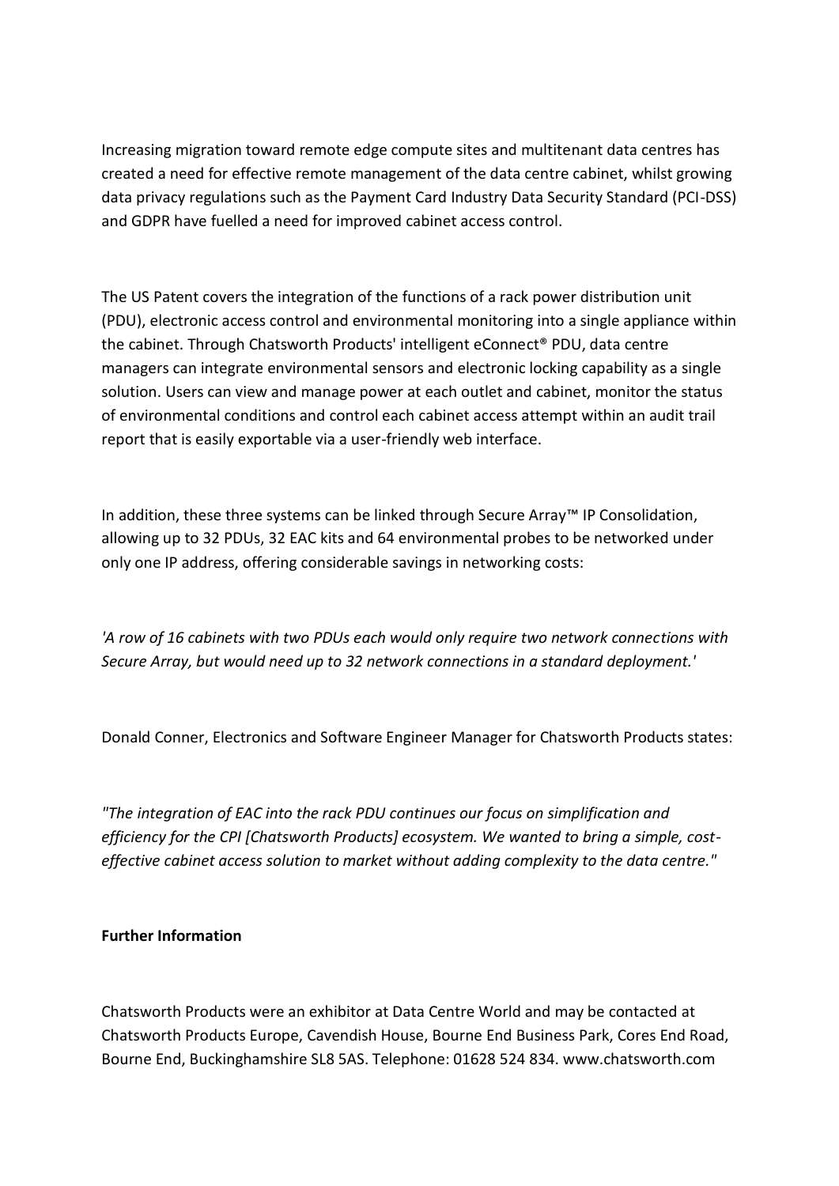Increasing migration toward remote edge compute sites and multitenant data centres has created a need for effective remote management of the data centre cabinet, whilst growing data privacy regulations such as the Payment Card Industry Data Security Standard (PCI-DSS) and GDPR have fuelled a need for improved cabinet access control.

The US Patent covers the integration of the functions of a rack power distribution unit (PDU), electronic access control and environmental monitoring into a single appliance within the cabinet. Through Chatsworth Products' intelligent eConnect® PDU, data centre managers can integrate environmental sensors and electronic locking capability as a single solution. Users can view and manage power at each outlet and cabinet, monitor the status of environmental conditions and control each cabinet access attempt within an audit trail report that is easily exportable via a user-friendly web interface.

In addition, these three systems can be linked through Secure Array™ IP Consolidation, allowing up to 32 PDUs, 32 EAC kits and 64 environmental probes to be networked under only one IP address, offering considerable savings in networking costs:

*'A row of 16 cabinets with two PDUs each would only require two network connections with Secure Array, but would need up to 32 network connections in a standard deployment.'*

Donald Conner, Electronics and Software Engineer Manager for Chatsworth Products states:

*"The integration of EAC into the rack PDU continues our focus on simplification and efficiency for the CPI [Chatsworth Products] ecosystem. We wanted to bring a simple, cost-effective cabinet access solution to market without adding complexity to the data centre."*

**Further Information**

Chatsworth Products were an exhibitor at Data Centre World and may be contacted at Chatsworth Products Europe, Cavendish House, Bourne End Business Park, Cores End Road, Bourne End, Buckinghamshire SL8 5AS. Telephone: 01628 524 834. www.chatsworth.com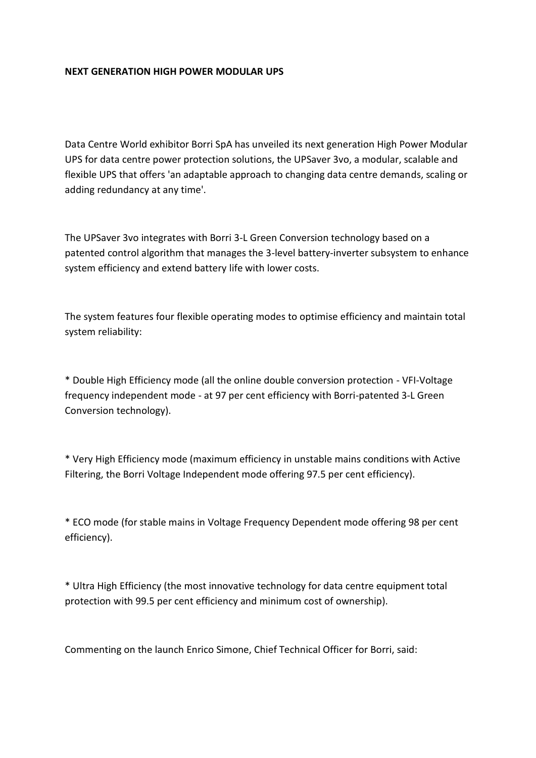**NEXT GENERATION HIGH POWER MODULAR UPS**

Data Centre World exhibitor Borri SpA has unveiled its next generation High Power Modular UPS for data centre power protection solutions, the UPSaver 3vo, a modular, scalable and flexible UPS that offers 'an adaptable approach to changing data centre demands, scaling or adding redundancy at any time'.

The UPSaver 3vo integrates with Borri 3-L Green Conversion technology based on a patented control algorithm that manages the 3-level battery-inverter subsystem to enhance system efficiency and extend battery life with lower costs.

The system features four flexible operating modes to optimise efficiency and maintain total system reliability:

* Double High Efficiency mode (all the online double conversion protection - VFI-Voltage frequency independent mode - at 97 per cent efficiency with Borri-patented 3-L Green Conversion technology).

* Very High Efficiency mode (maximum efficiency in unstable mains conditions with Active Filtering, the Borri Voltage Independent mode offering 97.5 per cent efficiency).

* ECO mode (for stable mains in Voltage Frequency Dependent mode offering 98 per cent efficiency).

* Ultra High Efficiency (the most innovative technology for data centre equipment total protection with 99.5 per cent efficiency and minimum cost of ownership).

Commenting on the launch Enrico Simone, Chief Technical Officer for Borri, said: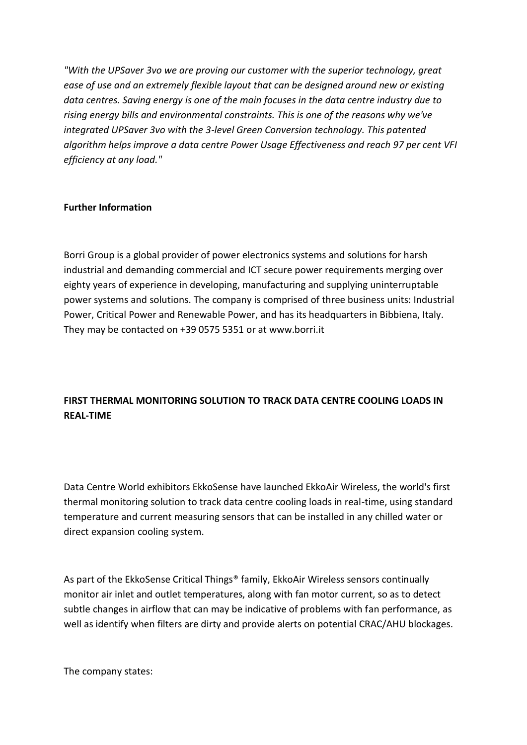*"With the UPSaver 3vo we are proving our customer with the superior technology, great ease of use and an extremely flexible layout that can be designed around new or existing data centres. Saving energy is one of the main focuses in the data centre industry due to rising energy bills and environmental constraints. This is one of the reasons why we've integrated UPSaver 3vo with the 3-level Green Conversion technology. This patented algorithm helps improve a data centre Power Usage Effectiveness and reach 97 per cent VFI efficiency at any load."*

**Further Information**

Borri Group is a global provider of power electronics systems and solutions for harsh industrial and demanding commercial and ICT secure power requirements merging over eighty years of experience in developing, manufacturing and supplying uninterruptable power systems and solutions. The company is comprised of three business units: Industrial Power, Critical Power and Renewable Power, and has its headquarters in Bibbiena, Italy. They may be contacted on +39 0575 5351 or at www.borri.it

## FIRST THERMAL MONITORING SOLUTION TO TRACK DATA CENTRE COOLING LOADS IN REAL-TIME

Data Centre World exhibitors EkkoSense have launched EkkoAir Wireless, the world's first thermal monitoring solution to track data centre cooling loads in real-time, using standard temperature and current measuring sensors that can be installed in any chilled water or direct expansion cooling system.

As part of the EkkoSense Critical Things® family, EkkoAir Wireless sensors continually monitor air inlet and outlet temperatures, along with fan motor current, so as to detect subtle changes in airflow that can may be indicative of problems with fan performance, as well as identify when filters are dirty and provide alerts on potential CRAC/AHU blockages.

The company states: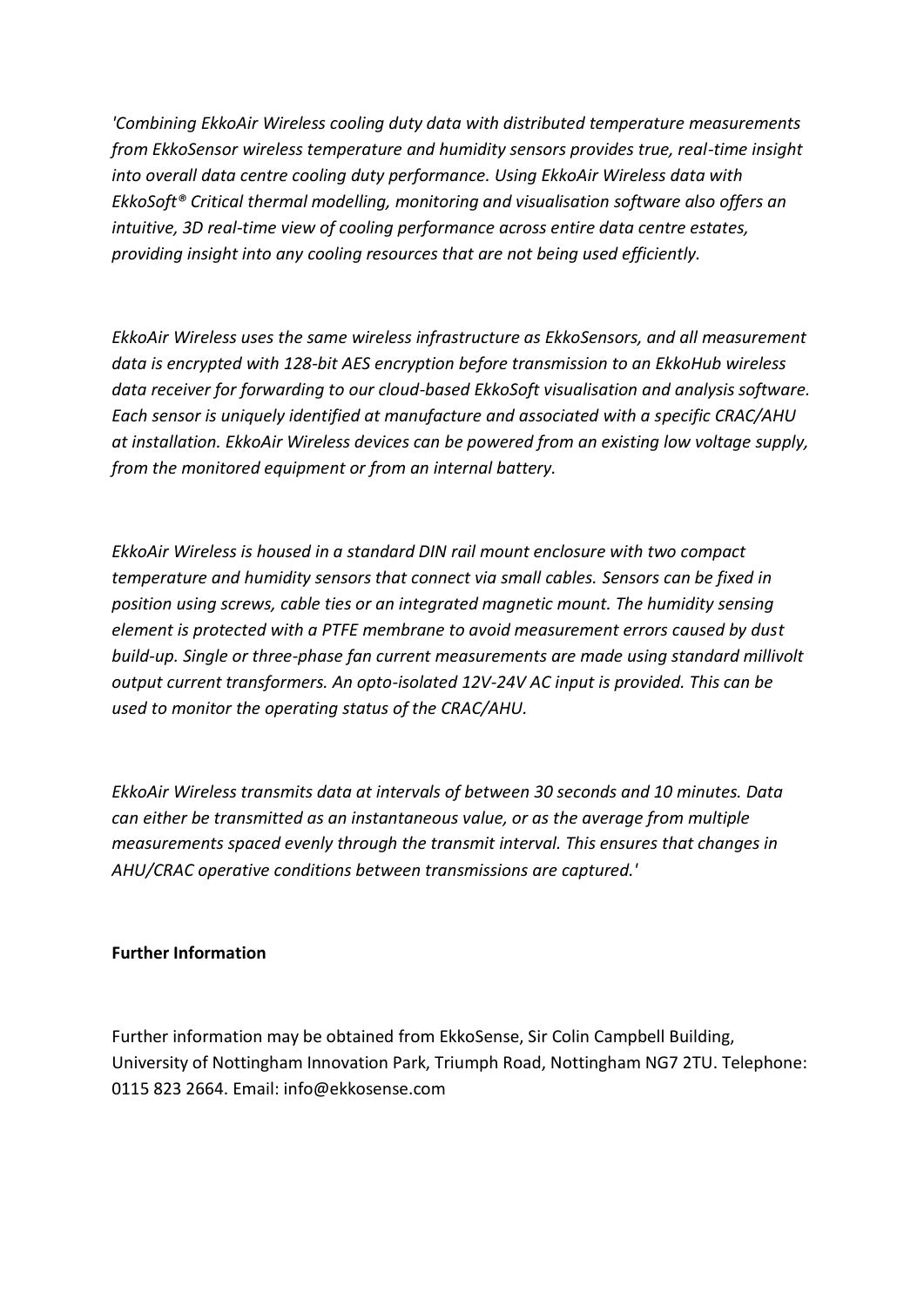*'Combining EkkoAir Wireless cooling duty data with distributed temperature measurements from EkkoSensor wireless temperature and humidity sensors provides true, real-time insight into overall data centre cooling duty performance. Using EkkoAir Wireless data with EkkoSoft® Critical thermal modelling, monitoring and visualisation software also offers an intuitive, 3D real-time view of cooling performance across entire data centre estates, providing insight into any cooling resources that are not being used efficiently.*

*EkkoAir Wireless uses the same wireless infrastructure as EkkoSensors, and all measurement data is encrypted with 128-bit AES encryption before transmission to an EkkoHub wireless data receiver for forwarding to our cloud-based EkkoSoft visualisation and analysis software. Each sensor is uniquely identified at manufacture and associated with a specific CRAC/AHU at installation. EkkoAir Wireless devices can be powered from an existing low voltage supply, from the monitored equipment or from an internal battery.*

*EkkoAir Wireless is housed in a standard DIN rail mount enclosure with two compact temperature and humidity sensors that connect via small cables. Sensors can be fixed in position using screws, cable ties or an integrated magnetic mount. The humidity sensing element is protected with a PTFE membrane to avoid measurement errors caused by dust build-up. Single or three-phase fan current measurements are made using standard millivolt output current transformers. An opto-isolated 12V-24V AC input is provided. This can be used to monitor the operating status of the CRAC/AHU.*

*EkkoAir Wireless transmits data at intervals of between 30 seconds and 10 minutes. Data can either be transmitted as an instantaneous value, or as the average from multiple measurements spaced evenly through the transmit interval. This ensures that changes in AHU/CRAC operative conditions between transmissions are captured.'*

**Further Information**

Further information may be obtained from EkkoSense, Sir Colin Campbell Building, University of Nottingham Innovation Park, Triumph Road, Nottingham NG7 2TU. Telephone: 0115 823 2664. Email: info@ekkosense.com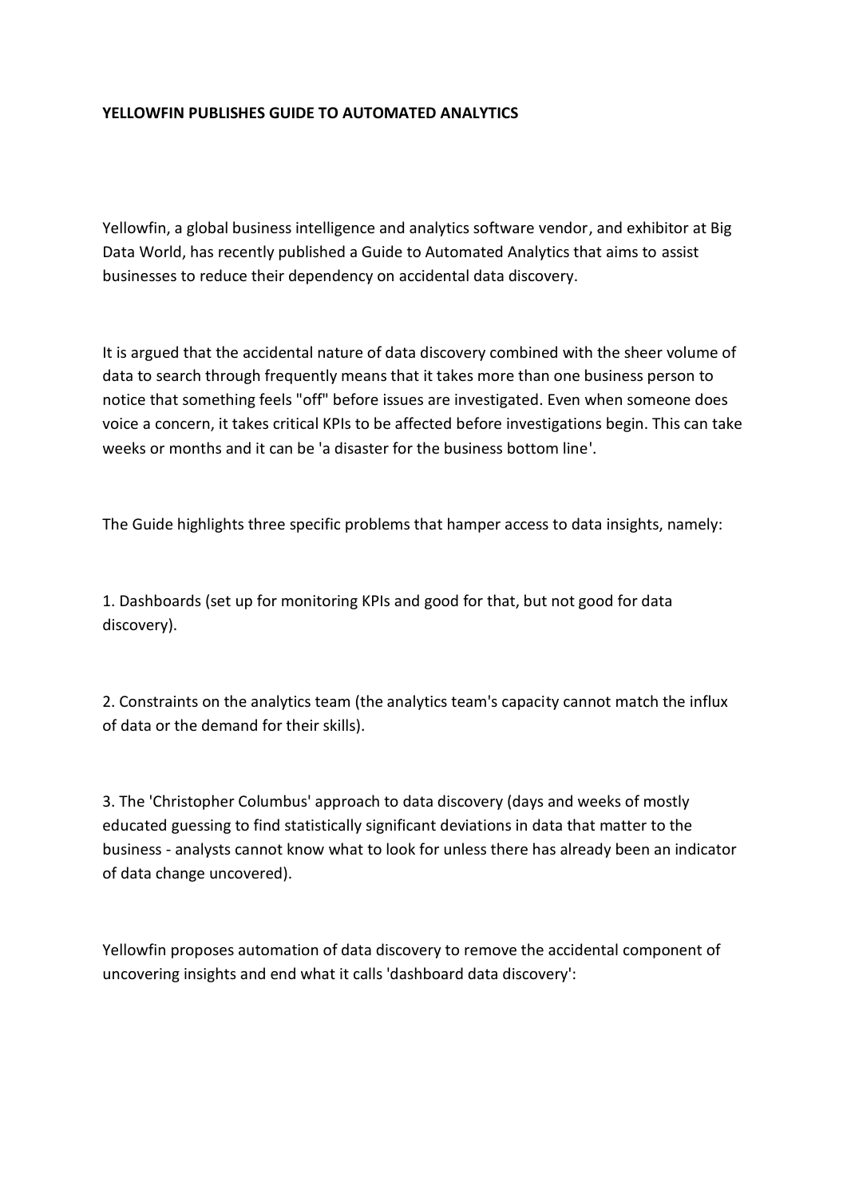**YELLOWFIN PUBLISHES GUIDE TO AUTOMATED ANALYTICS**

Yellowfin, a global business intelligence and analytics software vendor, and exhibitor at Big Data World, has recently published a Guide to Automated Analytics that aims to assist businesses to reduce their dependency on accidental data discovery.

It is argued that the accidental nature of data discovery combined with the sheer volume of data to search through frequently means that it takes more than one business person to notice that something feels "off" before issues are investigated. Even when someone does voice a concern, it takes critical KPIs to be affected before investigations begin. This can take weeks or months and it can be 'a disaster for the business bottom line'.

The Guide highlights three specific problems that hamper access to data insights, namely:

1. Dashboards (set up for monitoring KPIs and good for that, but not good for data discovery).

2. Constraints on the analytics team (the analytics team's capacity cannot match the influx of data or the demand for their skills).

3. The 'Christopher Columbus' approach to data discovery (days and weeks of mostly educated guessing to find statistically significant deviations in data that matter to the business - analysts cannot know what to look for unless there has already been an indicator of data change uncovered).

Yellowfin proposes automation of data discovery to remove the accidental component of uncovering insights and end what it calls 'dashboard data discovery':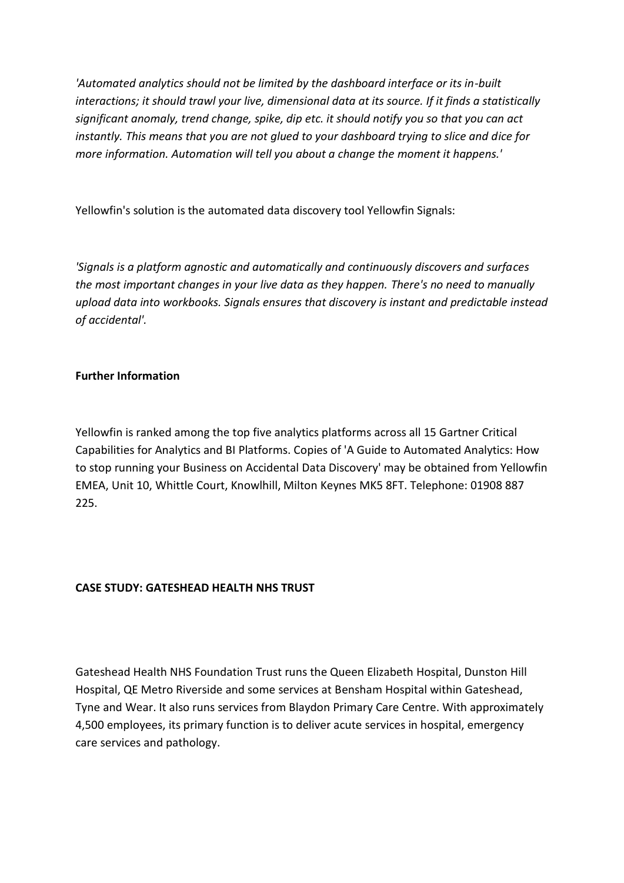*'Automated analytics should not be limited by the dashboard interface or its in-built interactions; it should trawl your live, dimensional data at its source. If it finds a statistically significant anomaly, trend change, spike, dip etc. it should notify you so that you can act instantly. This means that you are not glued to your dashboard trying to slice and dice for more information. Automation will tell you about a change the moment it happens.'*

Yellowfin's solution is the automated data discovery tool Yellowfin Signals:

*'Signals is a platform agnostic and automatically and continuously discovers and surfaces the most important changes in your live data as they happen. There's no need to manually upload data into workbooks. Signals ensures that discovery is instant and predictable instead of accidental'.*

**Further Information**

Yellowfin is ranked among the top five analytics platforms across all 15 Gartner Critical Capabilities for Analytics and BI Platforms. Copies of 'A Guide to Automated Analytics: How to stop running your Business on Accidental Data Discovery' may be obtained from Yellowfin EMEA, Unit 10, Whittle Court, Knowlhill, Milton Keynes MK5 8FT. Telephone: 01908 887 225.

**CASE STUDY: GATESHEAD HEALTH NHS TRUST**

Gateshead Health NHS Foundation Trust runs the Queen Elizabeth Hospital, Dunston Hill Hospital, QE Metro Riverside and some services at Bensham Hospital within Gateshead, Tyne and Wear. It also runs services from Blaydon Primary Care Centre. With approximately 4,500 employees, its primary function is to deliver acute services in hospital, emergency care services and pathology.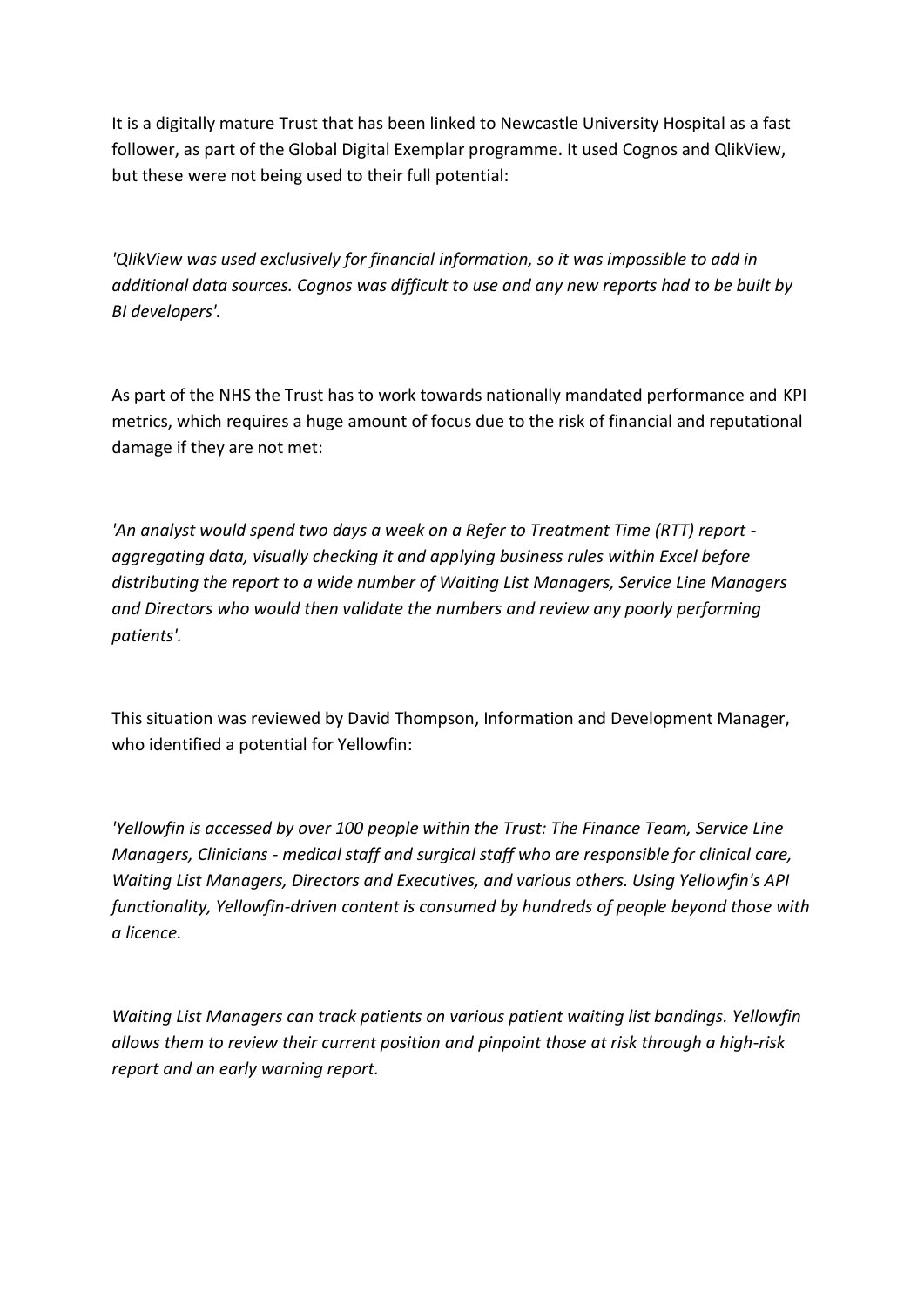It is a digitally mature Trust that has been linked to Newcastle University Hospital as a fast follower, as part of the Global Digital Exemplar programme. It used Cognos and QlikView, but these were not being used to their full potential:

*'QlikView was used exclusively for financial information, so it was impossible to add in additional data sources. Cognos was difficult to use and any new reports had to be built by BI developers'.*

As part of the NHS the Trust has to work towards nationally mandated performance and KPI metrics, which requires a huge amount of focus due to the risk of financial and reputational damage if they are not met:

*'An analyst would spend two days a week on a Refer to Treatment Time (RTT) report - aggregating data, visually checking it and applying business rules within Excel before distributing the report to a wide number of Waiting List Managers, Service Line Managers and Directors who would then validate the numbers and review any poorly performing patients'.*

This situation was reviewed by David Thompson, Information and Development Manager, who identified a potential for Yellowfin:

*'Yellowfin is accessed by over 100 people within the Trust: The Finance Team, Service Line Managers, Clinicians - medical staff and surgical staff who are responsible for clinical care, Waiting List Managers, Directors and Executives, and various others. Using Yellowfin's API functionality, Yellowfin-driven content is consumed by hundreds of people beyond those with a licence.*

*Waiting List Managers can track patients on various patient waiting list bandings. Yellowfin allows them to review their current position and pinpoint those at risk through a high-risk report and an early warning report.*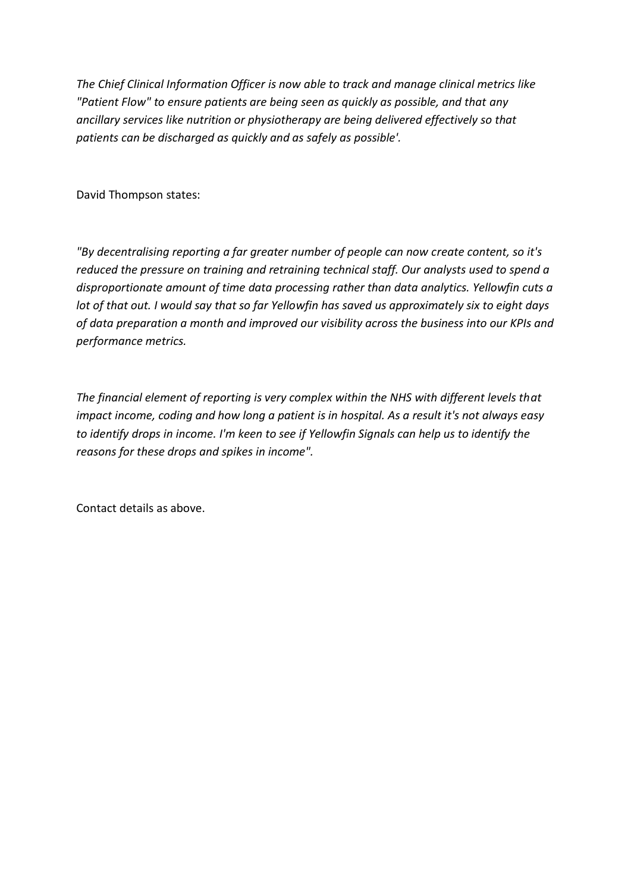*The Chief Clinical Information Officer is now able to track and manage clinical metrics like "Patient Flow" to ensure patients are being seen as quickly as possible, and that any ancillary services like nutrition or physiotherapy are being delivered effectively so that patients can be discharged as quickly and as safely as possible'.*

David Thompson states:

*"By decentralising reporting a far greater number of people can now create content, so it's reduced the pressure on training and retraining technical staff. Our analysts used to spend a disproportionate amount of time data processing rather than data analytics. Yellowfin cuts a lot of that out. I would say that so far Yellowfin has saved us approximately six to eight days of data preparation a month and improved our visibility across the business into our KPIs and performance metrics.*

*The financial element of reporting is very complex within the NHS with different levels that impact income, coding and how long a patient is in hospital. As a result it's not always easy to identify drops in income. I'm keen to see if Yellowfin Signals can help us to identify the reasons for these drops and spikes in income".*

Contact details as above.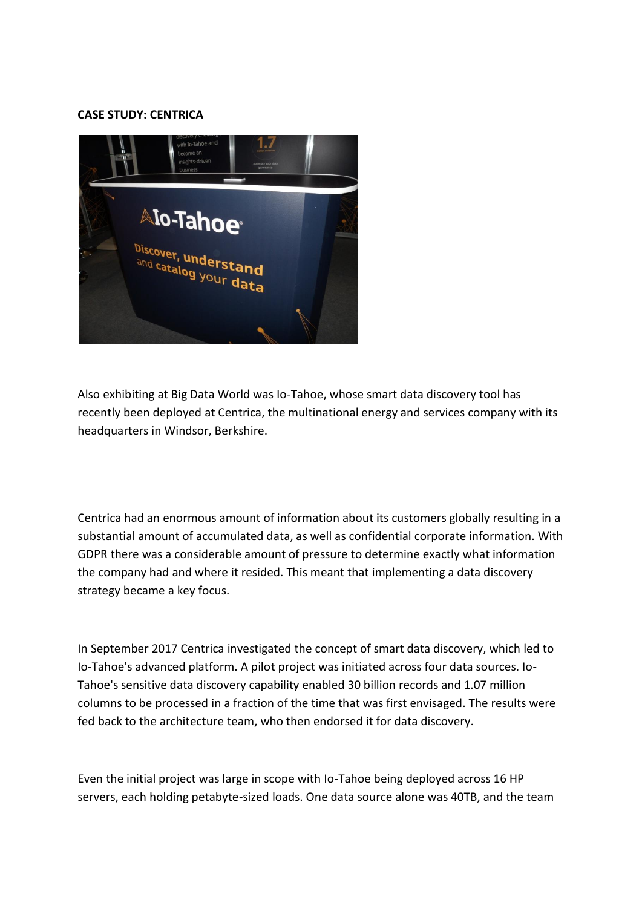**CASE STUDY: CENTRICA**

Also exhibiting at Big Data World was Io-Tahoe, whose smart data discovery tool has recently been deployed at Centrica, the multinational energy and services company with its headquarters in Windsor, Berkshire.

Centrica had an enormous amount of information about its customers globally resulting in a substantial amount of accumulated data, as well as confidential corporate information. With GDPR there was a considerable amount of pressure to determine exactly what information the company had and where it resided. This meant that implementing a data discovery strategy became a key focus.

In September 2017 Centrica investigated the concept of smart data discovery, which led to Io-Tahoe's advanced platform. A pilot project was initiated across four data sources. Io-Tahoe's sensitive data discovery capability enabled 30 billion records and 1.07 million columns to be processed in a fraction of the time that was first envisaged. The results were fed back to the architecture team, who then endorsed it for data discovery.

Even the initial project was large in scope with Io-Tahoe being deployed across 16 HP servers, each holding petabyte-sized loads. One data source alone was 40TB, and the team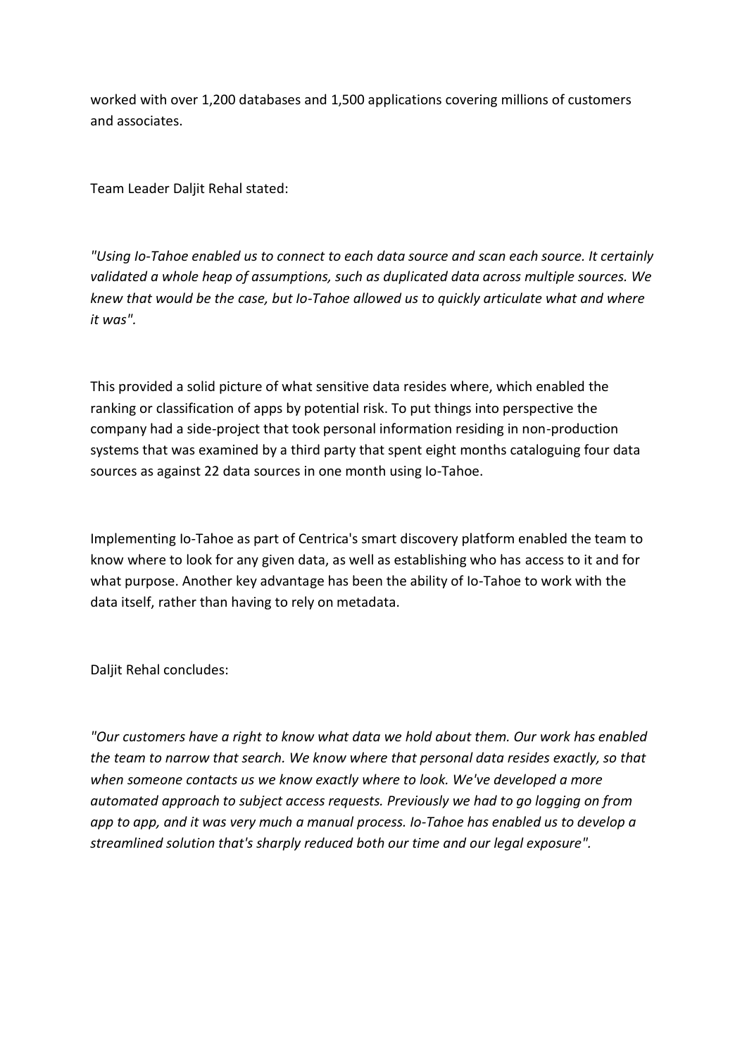worked with over 1,200 databases and 1,500 applications covering millions of customers and associates.

Team Leader Daljit Rehal stated:

*"Using Io-Tahoe enabled us to connect to each data source and scan each source. It certainly validated a whole heap of assumptions, such as duplicated data across multiple sources. We knew that would be the case, but Io-Tahoe allowed us to quickly articulate what and where it was".*

This provided a solid picture of what sensitive data resides where, which enabled the ranking or classification of apps by potential risk. To put things into perspective the company had a side-project that took personal information residing in non-production systems that was examined by a third party that spent eight months cataloguing four data sources as against 22 data sources in one month using Io-Tahoe.

Implementing Io-Tahoe as part of Centrica's smart discovery platform enabled the team to know where to look for any given data, as well as establishing who has access to it and for what purpose. Another key advantage has been the ability of Io-Tahoe to work with the data itself, rather than having to rely on metadata.

Daljit Rehal concludes:

*"Our customers have a right to know what data we hold about them. Our work has enabled the team to narrow that search. We know where that personal data resides exactly, so that when someone contacts us we know exactly where to look. We've developed a more automated approach to subject access requests. Previously we had to go logging on from app to app, and it was very much a manual process. Io-Tahoe has enabled us to develop a streamlined solution that's sharply reduced both our time and our legal exposure".*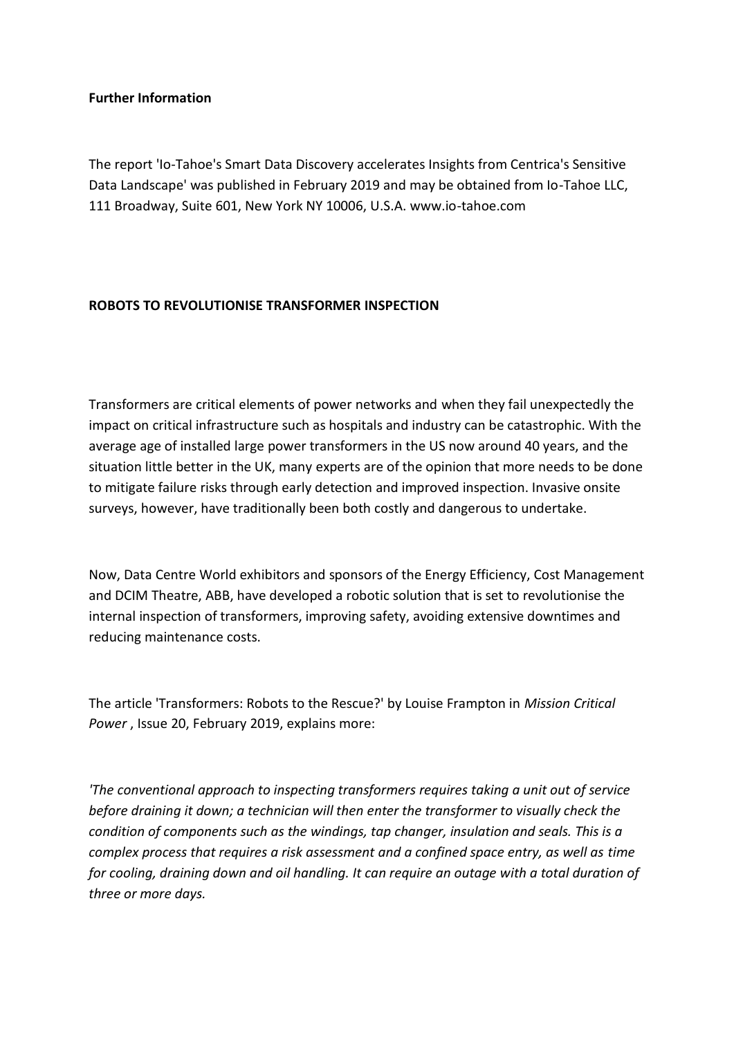**Further Information**

The report 'Io-Tahoe's Smart Data Discovery accelerates Insights from Centrica's Sensitive Data Landscape' was published in February 2019 and may be obtained from Io-Tahoe LLC, 111 Broadway, Suite 601, New York NY 10006, U.S.A. www.io-tahoe.com

**ROBOTS TO REVOLUTIONISE TRANSFORMER INSPECTION**

Transformers are critical elements of power networks and when they fail unexpectedly the impact on critical infrastructure such as hospitals and industry can be catastrophic. With the average age of installed large power transformers in the US now around 40 years, and the situation little better in the UK, many experts are of the opinion that more needs to be done to mitigate failure risks through early detection and improved inspection. Invasive onsite surveys, however, have traditionally been both costly and dangerous to undertake.

Now, Data Centre World exhibitors and sponsors of the Energy Efficiency, Cost Management and DCIM Theatre, ABB, have developed a robotic solution that is set to revolutionise the internal inspection of transformers, improving safety, avoiding extensive downtimes and reducing maintenance costs.

The article 'Transformers: Robots to the Rescue?' by Louise Frampton in *Mission Critical Power* , Issue 20, February 2019, explains more:

*'The conventional approach to inspecting transformers requires taking a unit out of service before draining it down; a technician will then enter the transformer to visually check the condition of components such as the windings, tap changer, insulation and seals. This is a complex process that requires a risk assessment and a confined space entry, as well as time for cooling, draining down and oil handling. It can require an outage with a total duration of three or more days.*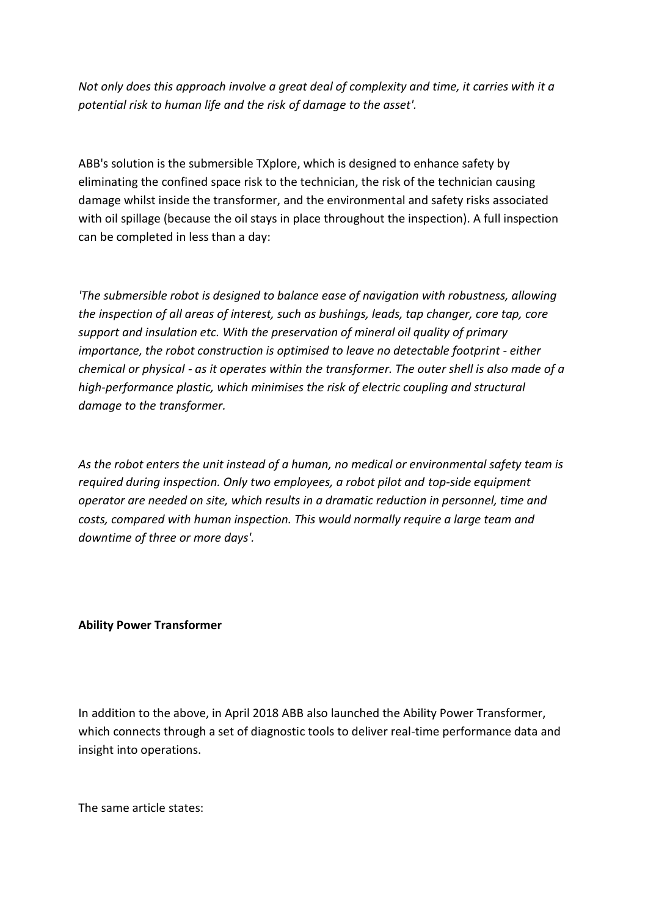*Not only does this approach involve a great deal of complexity and time, it carries with it a potential risk to human life and the risk of damage to the asset'.*

ABB's solution is the submersible TXplore, which is designed to enhance safety by eliminating the confined space risk to the technician, the risk of the technician causing damage whilst inside the transformer, and the environmental and safety risks associated with oil spillage (because the oil stays in place throughout the inspection). A full inspection can be completed in less than a day:

*'The submersible robot is designed to balance ease of navigation with robustness, allowing the inspection of all areas of interest, such as bushings, leads, tap changer, core tap, core support and insulation etc. With the preservation of mineral oil quality of primary importance, the robot construction is optimised to leave no detectable footprint - either chemical or physical - as it operates within the transformer. The outer shell is also made of a high-performance plastic, which minimises the risk of electric coupling and structural damage to the transformer.*

*As the robot enters the unit instead of a human, no medical or environmental safety team is required during inspection. Only two employees, a robot pilot and top-side equipment operator are needed on site, which results in a dramatic reduction in personnel, time and costs, compared with human inspection. This would normally require a large team and downtime of three or more days'.*

**Ability Power Transformer**

In addition to the above, in April 2018 ABB also launched the Ability Power Transformer, which connects through a set of diagnostic tools to deliver real-time performance data and insight into operations.

The same article states: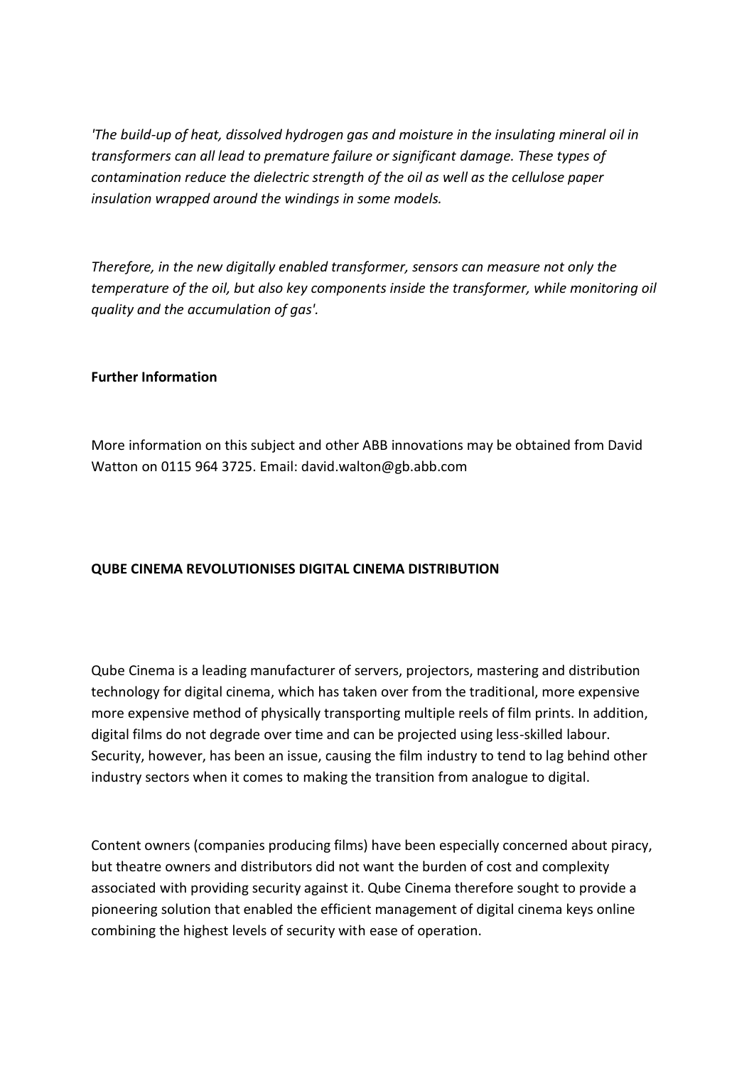*'The build-up of heat, dissolved hydrogen gas and moisture in the insulating mineral oil in transformers can all lead to premature failure or significant damage. These types of contamination reduce the dielectric strength of the oil as well as the cellulose paper insulation wrapped around the windings in some models.*

*Therefore, in the new digitally enabled transformer, sensors can measure not only the temperature of the oil, but also key components inside the transformer, while monitoring oil quality and the accumulation of gas'.*

**Further Information**

More information on this subject and other ABB innovations may be obtained from David Watton on 0115 964 3725. Email: david.walton@gb.abb.com

**QUBE CINEMA REVOLUTIONISES DIGITAL CINEMA DISTRIBUTION**

Qube Cinema is a leading manufacturer of servers, projectors, mastering and distribution technology for digital cinema, which has taken over from the traditional, more expensive more expensive method of physically transporting multiple reels of film prints. In addition, digital films do not degrade over time and can be projected using less-skilled labour. Security, however, has been an issue, causing the film industry to tend to lag behind other industry sectors when it comes to making the transition from analogue to digital.

Content owners (companies producing films) have been especially concerned about piracy, but theatre owners and distributors did not want the burden of cost and complexity associated with providing security against it. Qube Cinema therefore sought to provide a pioneering solution that enabled the efficient management of digital cinema keys online combining the highest levels of security with ease of operation.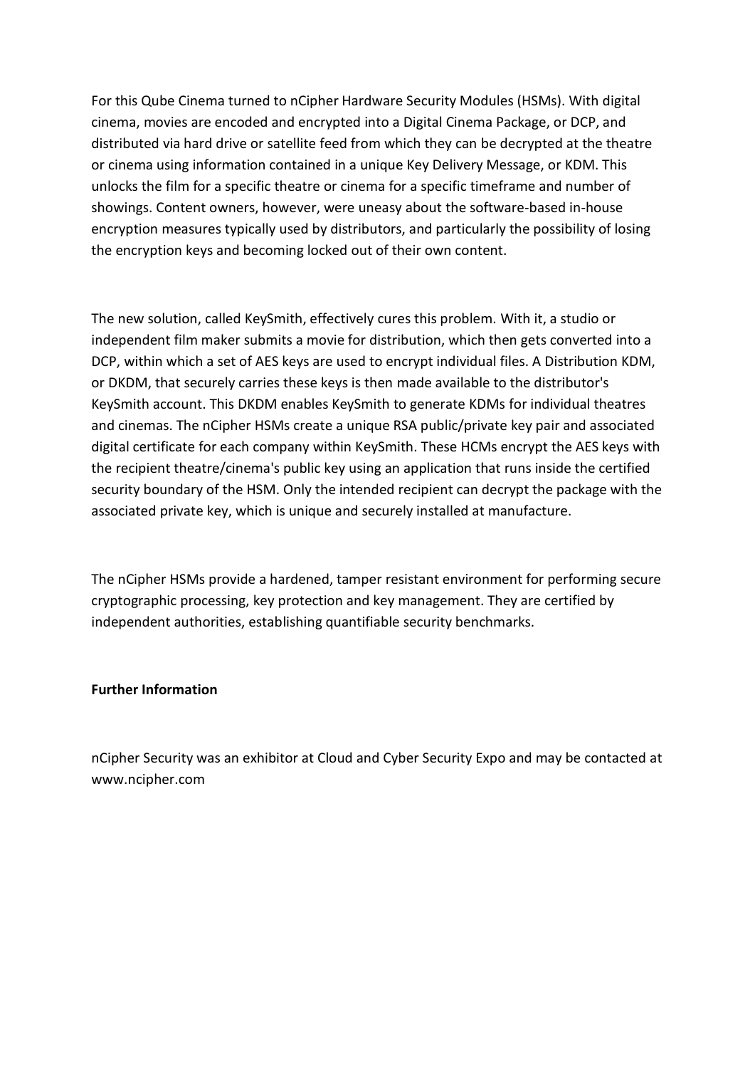For this Qube Cinema turned to nCipher Hardware Security Modules (HSMs). With digital cinema, movies are encoded and encrypted into a Digital Cinema Package, or DCP, and distributed via hard drive or satellite feed from which they can be decrypted at the theatre or cinema using information contained in a unique Key Delivery Message, or KDM. This unlocks the film for a specific theatre or cinema for a specific timeframe and number of showings. Content owners, however, were uneasy about the software-based in-house encryption measures typically used by distributors, and particularly the possibility of losing the encryption keys and becoming locked out of their own content.

The new solution, called KeySmith, effectively cures this problem. With it, a studio or independent film maker submits a movie for distribution, which then gets converted into a DCP, within which a set of AES keys are used to encrypt individual files. A Distribution KDM, or DKDM, that securely carries these keys is then made available to the distributor's KeySmith account. This DKDM enables KeySmith to generate KDMs for individual theatres and cinemas. The nCipher HSMs create a unique RSA public/private key pair and associated digital certificate for each company within KeySmith. These HCMs encrypt the AES keys with the recipient theatre/cinema's public key using an application that runs inside the certified security boundary of the HSM. Only the intended recipient can decrypt the package with the associated private key, which is unique and securely installed at manufacture.

The nCipher HSMs provide a hardened, tamper resistant environment for performing secure cryptographic processing, key protection and key management. They are certified by independent authorities, establishing quantifiable security benchmarks.

**Further Information**

nCipher Security was an exhibitor at Cloud and Cyber Security Expo and may be contacted at www.ncipher.com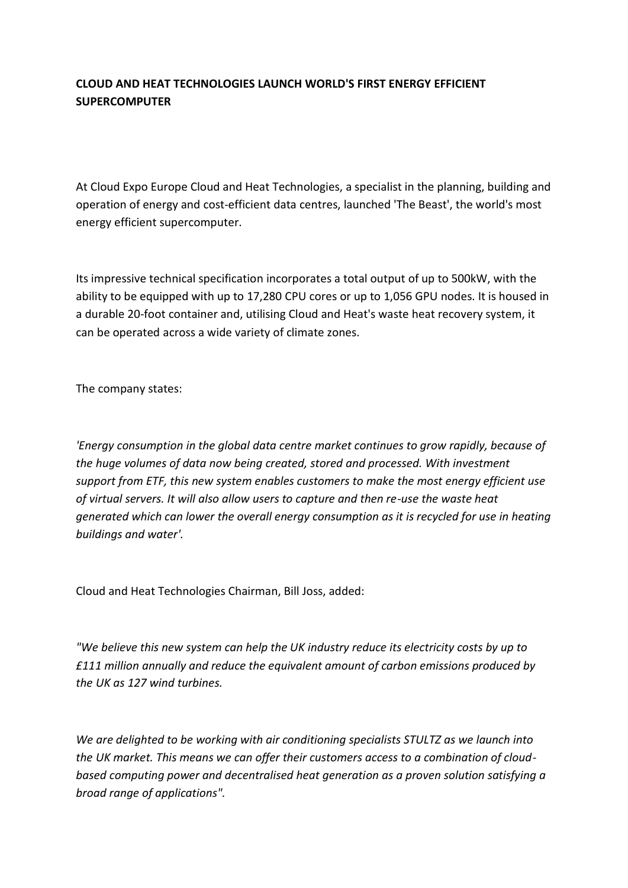**CLOUD AND HEAT TECHNOLOGIES LAUNCH WORLD'S FIRST ENERGY EFFICIENT SUPERCOMPUTER**

At Cloud Expo Europe Cloud and Heat Technologies, a specialist in the planning, building and operation of energy and cost-efficient data centres, launched 'The Beast', the world's most energy efficient supercomputer.

Its impressive technical specification incorporates a total output of up to 500kW, with the ability to be equipped with up to 17,280 CPU cores or up to 1,056 GPU nodes. It is housed in a durable 20-foot container and, utilising Cloud and Heat's waste heat recovery system, it can be operated across a wide variety of climate zones.

The company states:

*'Energy consumption in the global data centre market continues to grow rapidly, because of the huge volumes of data now being created, stored and processed. With investment support from ETF, this new system enables customers to make the most energy efficient use of virtual servers. It will also allow users to capture and then re-use the waste heat generated which can lower the overall energy consumption as it is recycled for use in heating buildings and water'.*

Cloud and Heat Technologies Chairman, Bill Joss, added:

*"We believe this new system can help the UK industry reduce its electricity costs by up to £111 million annually and reduce the equivalent amount of carbon emissions produced by the UK as 127 wind turbines.*

*We are delighted to be working with air conditioning specialists STULTZ as we launch into the UK market. This means we can offer their customers access to a combination of cloud-based computing power and decentralised heat generation as a proven solution satisfying a broad range of applications".*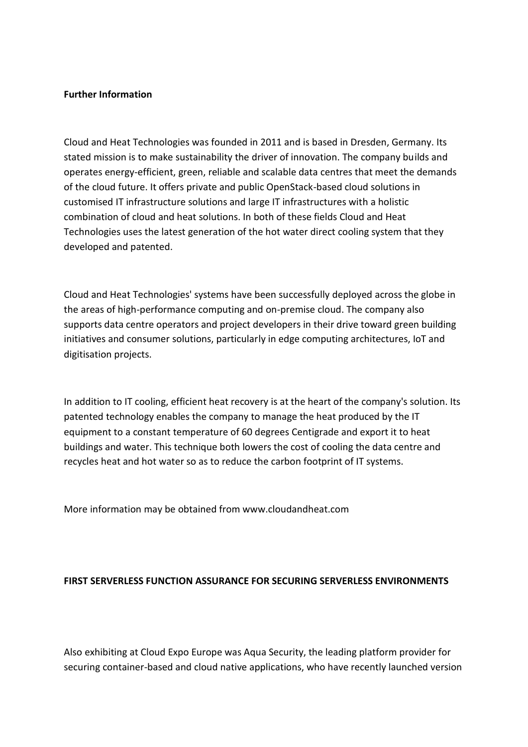**Further Information**

Cloud and Heat Technologies was founded in 2011 and is based in Dresden, Germany. Its stated mission is to make sustainability the driver of innovation. The company builds and operates energy-efficient, green, reliable and scalable data centres that meet the demands of the cloud future. It offers private and public OpenStack-based cloud solutions in customised IT infrastructure solutions and large IT infrastructures with a holistic combination of cloud and heat solutions. In both of these fields Cloud and Heat Technologies uses the latest generation of the hot water direct cooling system that they developed and patented.

Cloud and Heat Technologies' systems have been successfully deployed across the globe in the areas of high-performance computing and on-premise cloud. The company also supports data centre operators and project developers in their drive toward green building initiatives and consumer solutions, particularly in edge computing architectures, IoT and digitisation projects.

In addition to IT cooling, efficient heat recovery is at the heart of the company's solution. Its patented technology enables the company to manage the heat produced by the IT equipment to a constant temperature of 60 degrees Centigrade and export it to heat buildings and water. This technique both lowers the cost of cooling the data centre and recycles heat and hot water so as to reduce the carbon footprint of IT systems.

More information may be obtained from www.cloudandheat.com

**FIRST SERVERLESS FUNCTION ASSURANCE FOR SECURING SERVERLESS ENVIRONMENTS**

Also exhibiting at Cloud Expo Europe was Aqua Security, the leading platform provider for securing container-based and cloud native applications, who have recently launched version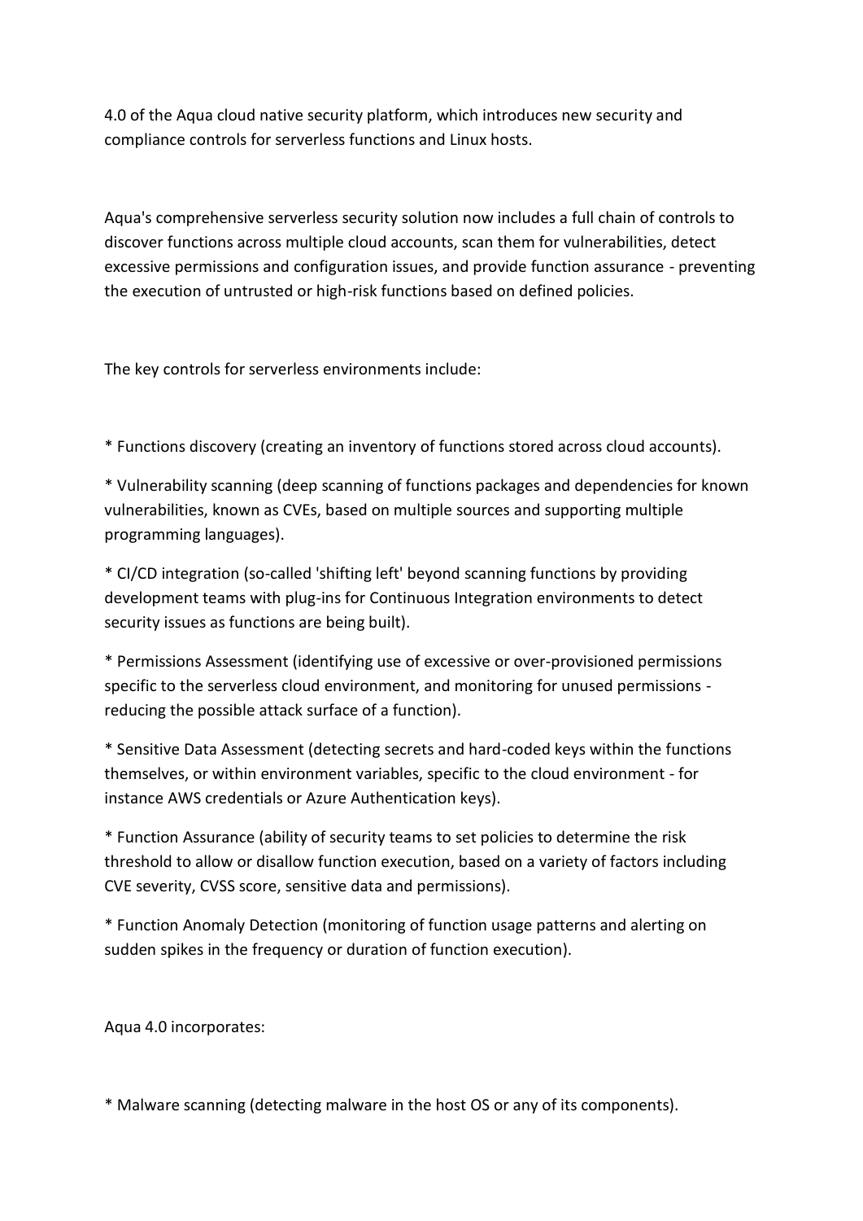4.0 of the Aqua cloud native security platform, which introduces new security and compliance controls for serverless functions and Linux hosts.

Aqua's comprehensive serverless security solution now includes a full chain of controls to discover functions across multiple cloud accounts, scan them for vulnerabilities, detect excessive permissions and configuration issues, and provide function assurance - preventing the execution of untrusted or high-risk functions based on defined policies.

The key controls for serverless environments include:

* Functions discovery (creating an inventory of functions stored across cloud accounts).

* Vulnerability scanning (deep scanning of functions packages and dependencies for known vulnerabilities, known as CVEs, based on multiple sources and supporting multiple programming languages).

* CI/CD integration (so-called 'shifting left' beyond scanning functions by providing development teams with plug-ins for Continuous Integration environments to detect security issues as functions are being built).

* Permissions Assessment (identifying use of excessive or over-provisioned permissions specific to the serverless cloud environment, and monitoring for unused permissions - reducing the possible attack surface of a function).

* Sensitive Data Assessment (detecting secrets and hard-coded keys within the functions themselves, or within environment variables, specific to the cloud environment - for instance AWS credentials or Azure Authentication keys).

* Function Assurance (ability of security teams to set policies to determine the risk threshold to allow or disallow function execution, based on a variety of factors including CVE severity, CVSS score, sensitive data and permissions).

* Function Anomaly Detection (monitoring of function usage patterns and alerting on sudden spikes in the frequency or duration of function execution).

Aqua 4.0 incorporates:

* Malware scanning (detecting malware in the host OS or any of its components).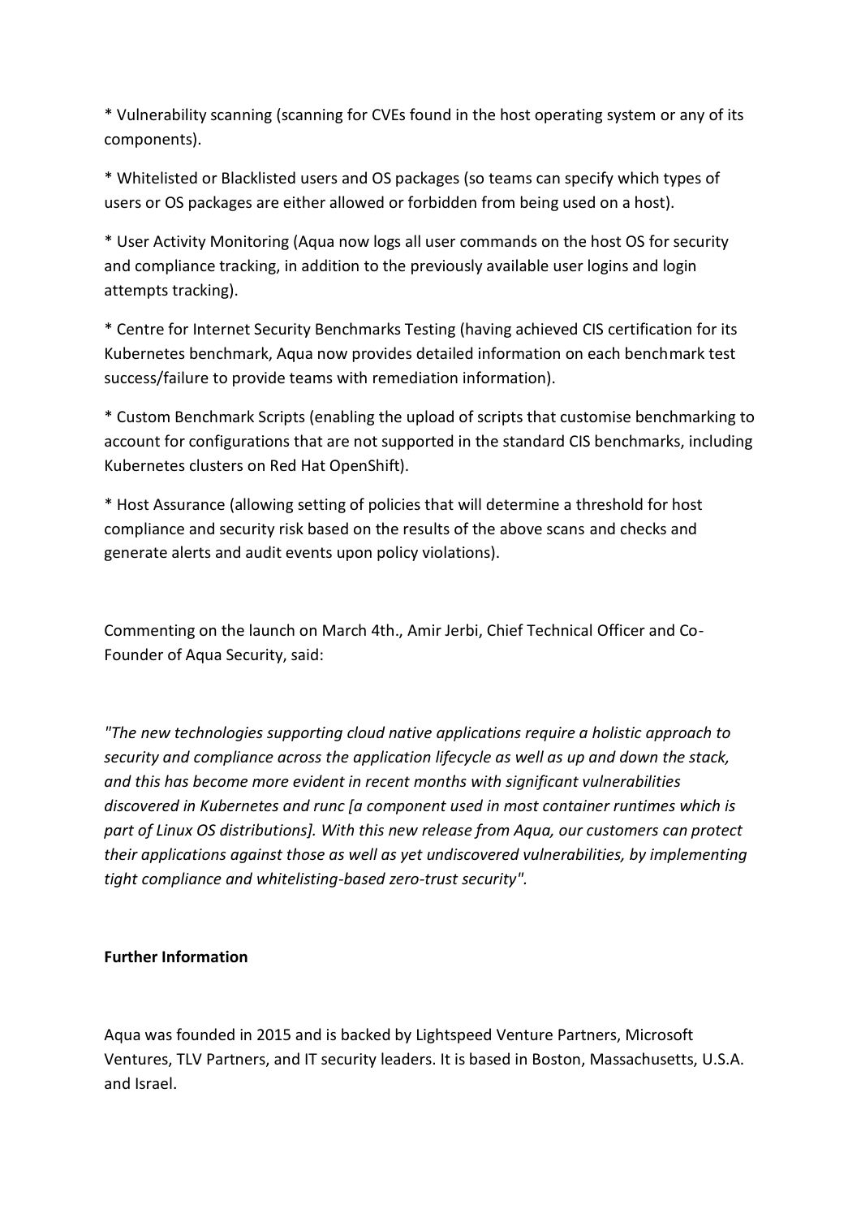* Vulnerability scanning (scanning for CVEs found in the host operating system or any of its components).

* Whitelisted or Blacklisted users and OS packages (so teams can specify which types of users or OS packages are either allowed or forbidden from being used on a host).

* User Activity Monitoring (Aqua now logs all user commands on the host OS for security and compliance tracking, in addition to the previously available user logins and login attempts tracking).

* Centre for Internet Security Benchmarks Testing (having achieved CIS certification for its Kubernetes benchmark, Aqua now provides detailed information on each benchmark test success/failure to provide teams with remediation information).

* Custom Benchmark Scripts (enabling the upload of scripts that customise benchmarking to account for configurations that are not supported in the standard CIS benchmarks, including Kubernetes clusters on Red Hat OpenShift).

* Host Assurance (allowing setting of policies that will determine a threshold for host compliance and security risk based on the results of the above scans and checks and generate alerts and audit events upon policy violations).

Commenting on the launch on March 4th., Amir Jerbi, Chief Technical Officer and Co-Founder of Aqua Security, said:

*"The new technologies supporting cloud native applications require a holistic approach to security and compliance across the application lifecycle as well as up and down the stack, and this has become more evident in recent months with significant vulnerabilities discovered in Kubernetes and runc [a component used in most container runtimes which is part of Linux OS distributions]. With this new release from Aqua, our customers can protect their applications against those as well as yet undiscovered vulnerabilities, by implementing tight compliance and whitelisting-based zero-trust security".*

**Further Information**

Aqua was founded in 2015 and is backed by Lightspeed Venture Partners, Microsoft Ventures, TLV Partners, and IT security leaders. It is based in Boston, Massachusetts, U.S.A. and Israel.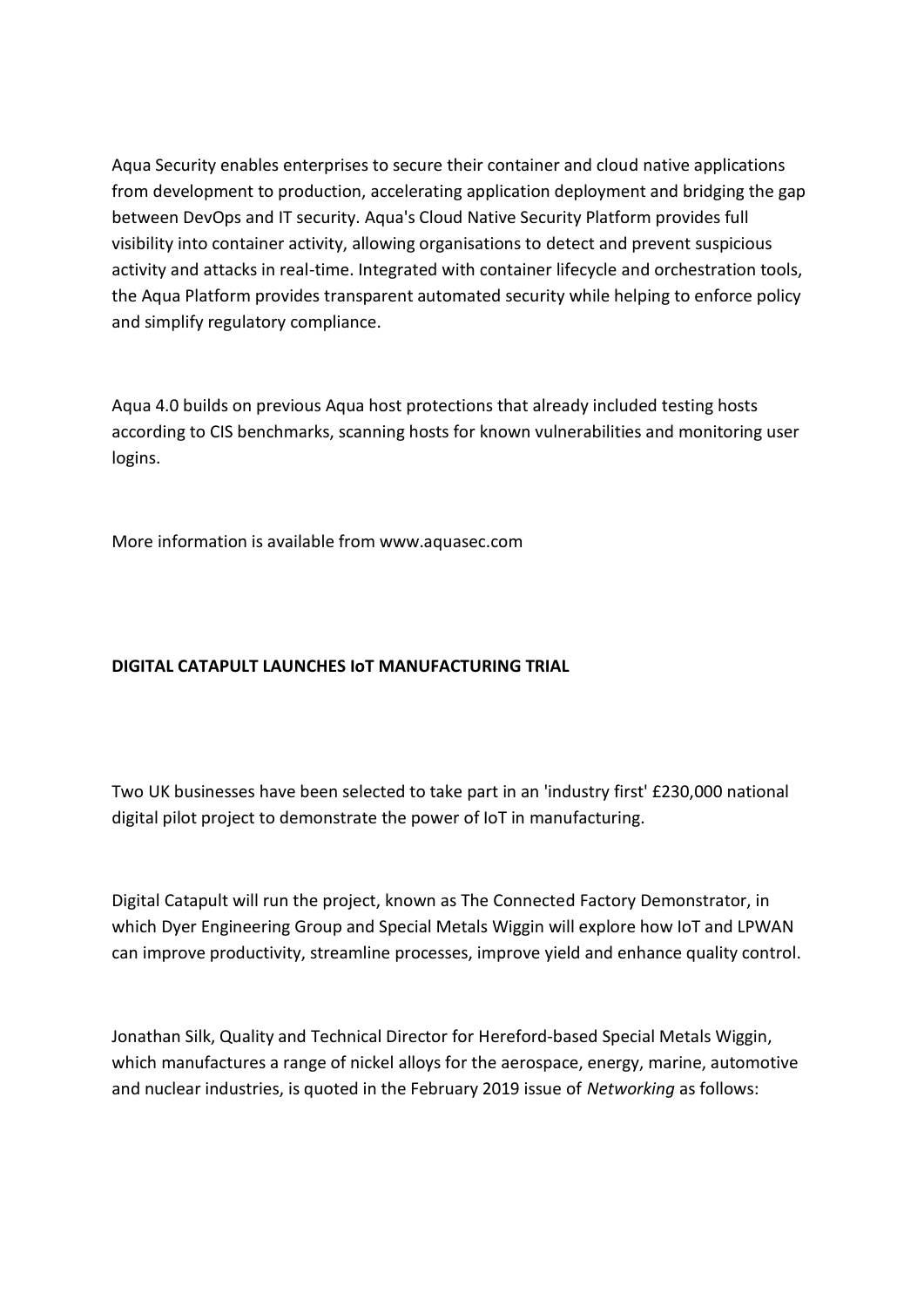Aqua Security enables enterprises to secure their container and cloud native applications from development to production, accelerating application deployment and bridging the gap between DevOps and IT security. Aqua's Cloud Native Security Platform provides full visibility into container activity, allowing organisations to detect and prevent suspicious activity and attacks in real-time. Integrated with container lifecycle and orchestration tools, the Aqua Platform provides transparent automated security while helping to enforce policy and simplify regulatory compliance.

Aqua 4.0 builds on previous Aqua host protections that already included testing hosts according to CIS benchmarks, scanning hosts for known vulnerabilities and monitoring user logins.

More information is available from www.aquasec.com

**DIGITAL CATAPULT LAUNCHES IoT MANUFACTURING TRIAL**

Two UK businesses have been selected to take part in an 'industry first' £230,000 national digital pilot project to demonstrate the power of IoT in manufacturing.

Digital Catapult will run the project, known as The Connected Factory Demonstrator, in which Dyer Engineering Group and Special Metals Wiggin will explore how IoT and LPWAN can improve productivity, streamline processes, improve yield and enhance quality control.

Jonathan Silk, Quality and Technical Director for Hereford-based Special Metals Wiggin, which manufactures a range of nickel alloys for the aerospace, energy, marine, automotive and nuclear industries, is quoted in the February 2019 issue of *Networking* as follows: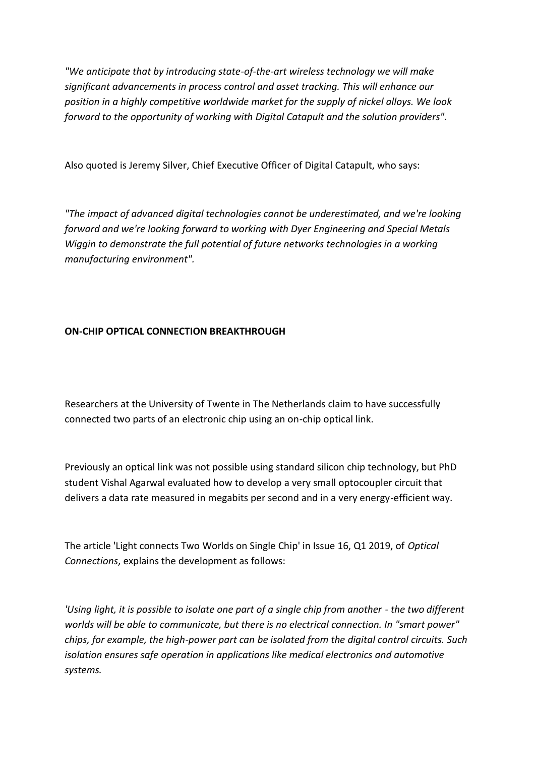*"We anticipate that by introducing state-of-the-art wireless technology we will make significant advancements in process control and asset tracking. This will enhance our position in a highly competitive worldwide market for the supply of nickel alloys. We look forward to the opportunity of working with Digital Catapult and the solution providers".*

Also quoted is Jeremy Silver, Chief Executive Officer of Digital Catapult, who says:

*"The impact of advanced digital technologies cannot be underestimated, and we're looking forward and we're looking forward to working with Dyer Engineering and Special Metals Wiggin to demonstrate the full potential of future networks technologies in a working manufacturing environment".*

**ON-CHIP OPTICAL CONNECTION BREAKTHROUGH**

Researchers at the University of Twente in The Netherlands claim to have successfully connected two parts of an electronic chip using an on-chip optical link.

Previously an optical link was not possible using standard silicon chip technology, but PhD student Vishal Agarwal evaluated how to develop a very small optocoupler circuit that delivers a data rate measured in megabits per second and in a very energy-efficient way.

The article 'Light connects Two Worlds on Single Chip' in Issue 16, Q1 2019, of *Optical Connections*, explains the development as follows:

*'Using light, it is possible to isolate one part of a single chip from another - the two different worlds will be able to communicate, but there is no electrical connection. In "smart power" chips, for example, the high-power part can be isolated from the digital control circuits. Such isolation ensures safe operation in applications like medical electronics and automotive systems.*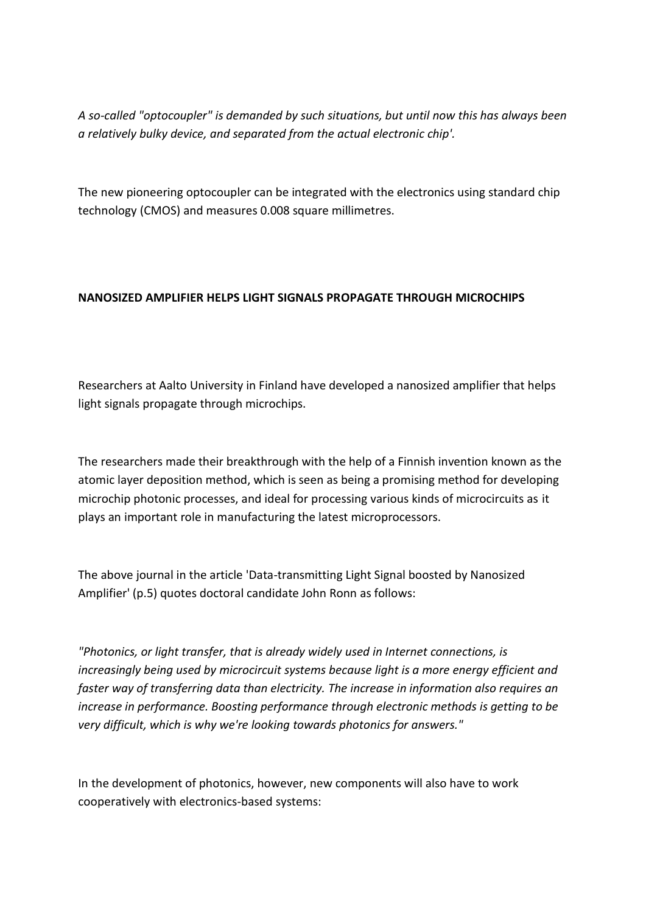*A so-called "optocoupler" is demanded by such situations, but until now this has always been a relatively bulky device, and separated from the actual electronic chip'.*

The new pioneering optocoupler can be integrated with the electronics using standard chip technology (CMOS) and measures 0.008 square millimetres.

**NANOSIZED AMPLIFIER HELPS LIGHT SIGNALS PROPAGATE THROUGH MICROCHIPS**

Researchers at Aalto University in Finland have developed a nanosized amplifier that helps light signals propagate through microchips.

The researchers made their breakthrough with the help of a Finnish invention known as the atomic layer deposition method, which is seen as being a promising method for developing microchip photonic processes, and ideal for processing various kinds of microcircuits as it plays an important role in manufacturing the latest microprocessors.

The above journal in the article 'Data-transmitting Light Signal boosted by Nanosized Amplifier' (p.5) quotes doctoral candidate John Ronn as follows:

*"Photonics, or light transfer, that is already widely used in Internet connections, is increasingly being used by microcircuit systems because light is a more energy efficient and faster way of transferring data than electricity. The increase in information also requires an increase in performance. Boosting performance through electronic methods is getting to be very difficult, which is why we're looking towards photonics for answers."*

In the development of photonics, however, new components will also have to work cooperatively with electronics-based systems: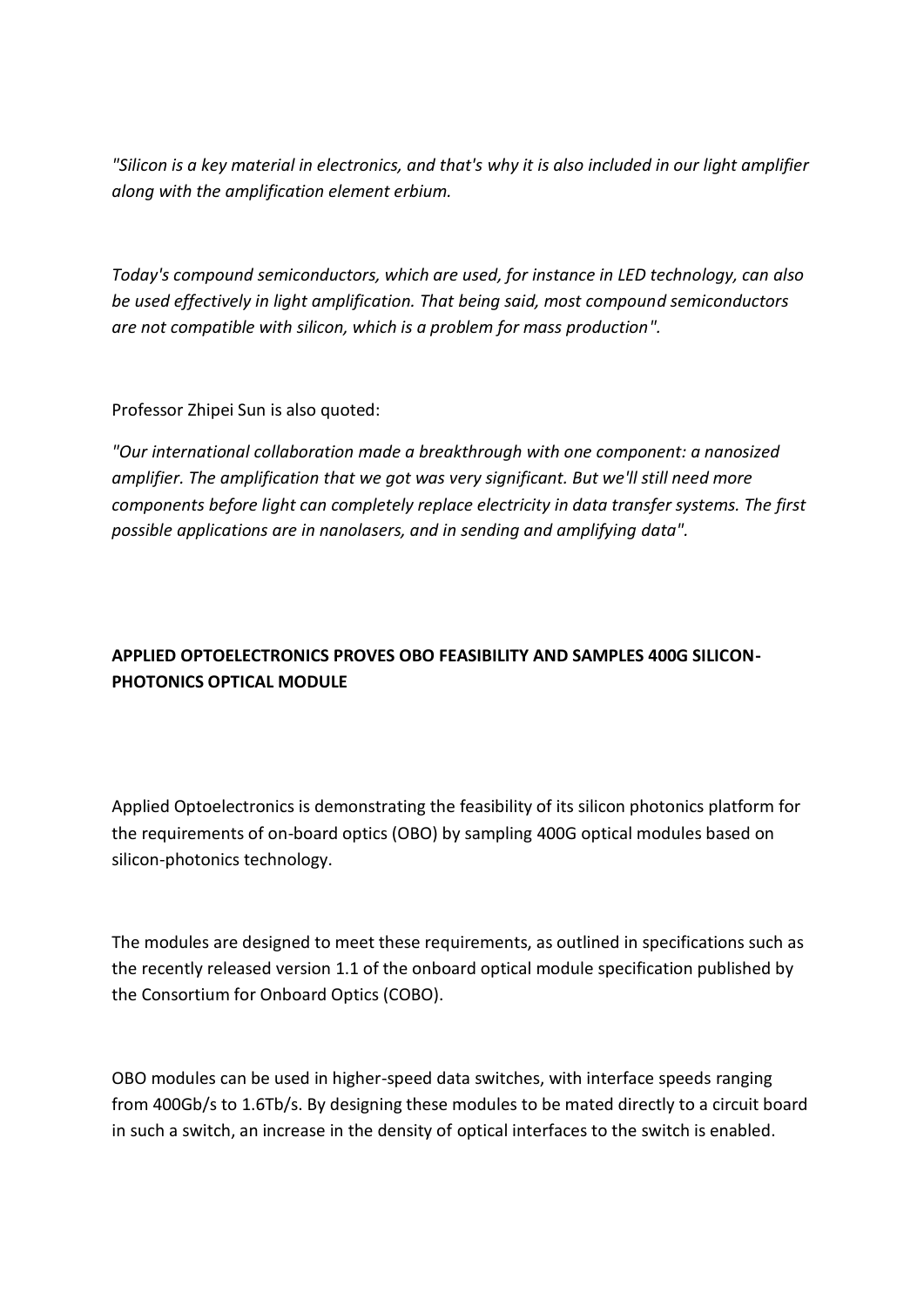*"Silicon is a key material in electronics, and that's why it is also included in our light amplifier along with the amplification element erbium.*

*Today's compound semiconductors, which are used, for instance in LED technology, can also be used effectively in light amplification. That being said, most compound semiconductors are not compatible with silicon, which is a problem for mass production".*

Professor Zhipei Sun is also quoted:

*"Our international collaboration made a breakthrough with one component: a nanosized amplifier. The amplification that we got was very significant. But we'll still need more components before light can completely replace electricity in data transfer systems. The first possible applications are in nanolasers, and in sending and amplifying data".*

**APPLIED OPTOELECTRONICS PROVES OBO FEASIBILITY AND SAMPLES 400G SILICON-PHOTONICS OPTICAL MODULE**

Applied Optoelectronics is demonstrating the feasibility of its silicon photonics platform for the requirements of on-board optics (OBO) by sampling 400G optical modules based on silicon-photonics technology.

The modules are designed to meet these requirements, as outlined in specifications such as the recently released version 1.1 of the onboard optical module specification published by the Consortium for Onboard Optics (COBO).

OBO modules can be used in higher-speed data switches, with interface speeds ranging from 400Gb/s to 1.6Tb/s. By designing these modules to be mated directly to a circuit board in such a switch, an increase in the density of optical interfaces to the switch is enabled.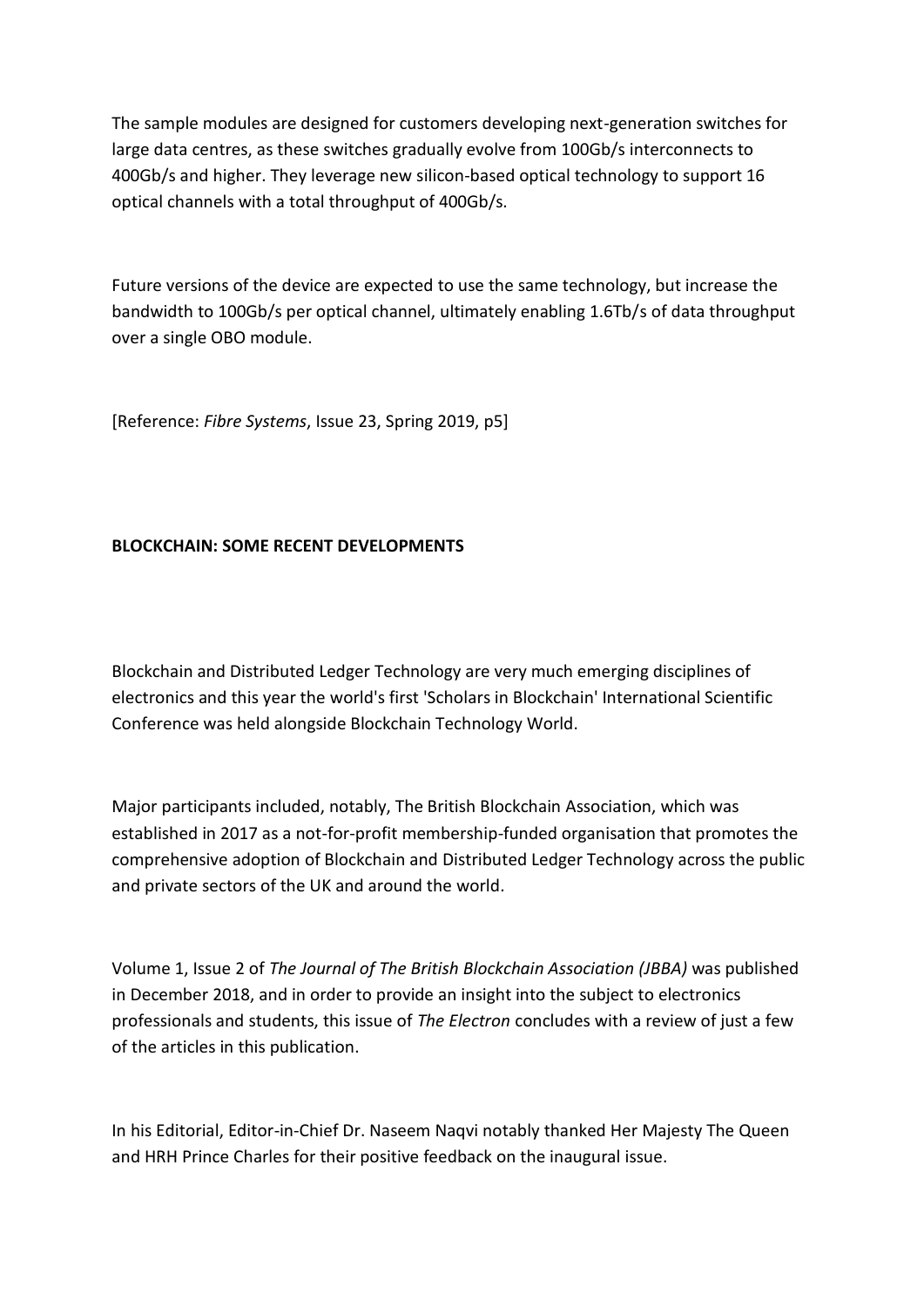The sample modules are designed for customers developing next-generation switches for large data centres, as these switches gradually evolve from 100Gb/s interconnects to 400Gb/s and higher. They leverage new silicon-based optical technology to support 16 optical channels with a total throughput of 400Gb/s.

Future versions of the device are expected to use the same technology, but increase the bandwidth to 100Gb/s per optical channel, ultimately enabling 1.6Tb/s of data throughput over a single OBO module.

[Reference: *Fibre Systems*, Issue 23, Spring 2019, p5]

**BLOCKCHAIN: SOME RECENT DEVELOPMENTS**

Blockchain and Distributed Ledger Technology are very much emerging disciplines of electronics and this year the world's first 'Scholars in Blockchain' International Scientific Conference was held alongside Blockchain Technology World.

Major participants included, notably, The British Blockchain Association, which was established in 2017 as a not-for-profit membership-funded organisation that promotes the comprehensive adoption of Blockchain and Distributed Ledger Technology across the public and private sectors of the UK and around the world.

Volume 1, Issue 2 of *The Journal of The British Blockchain Association (JBBA)* was published in December 2018, and in order to provide an insight into the subject to electronics professionals and students, this issue of *The Electron* concludes with a review of just a few of the articles in this publication.

In his Editorial, Editor-in-Chief Dr. Naseem Naqvi notably thanked Her Majesty The Queen and HRH Prince Charles for their positive feedback on the inaugural issue.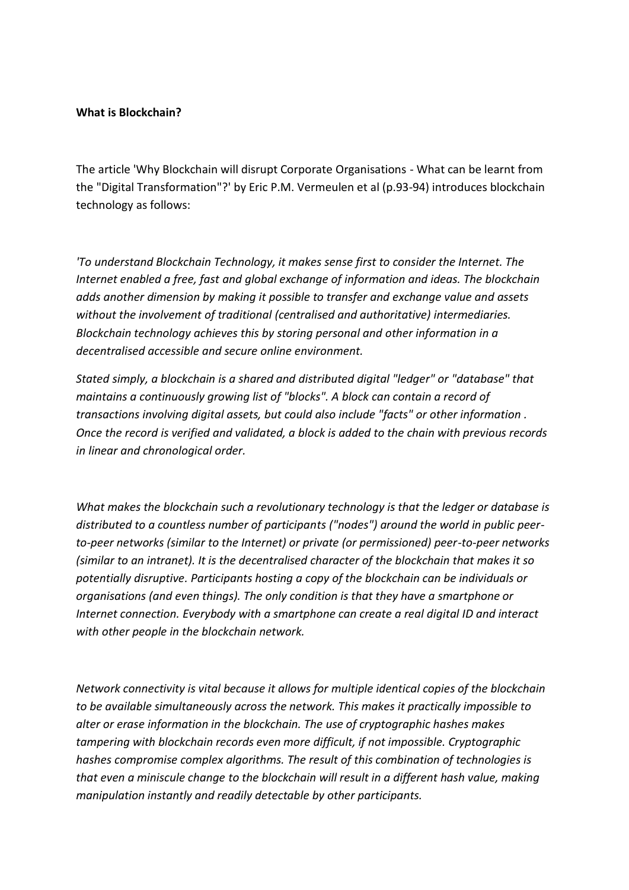**What is Blockchain?**

The article 'Why Blockchain will disrupt Corporate Organisations - What can be learnt from the "Digital Transformation"?' by Eric P.M. Vermeulen et al (p.93-94) introduces blockchain technology as follows:

*'To understand Blockchain Technology, it makes sense first to consider the Internet. The Internet enabled a free, fast and global exchange of information and ideas. The blockchain adds another dimension by making it possible to transfer and exchange value and assets without the involvement of traditional (centralised and authoritative) intermediaries. Blockchain technology achieves this by storing personal and other information in a decentralised accessible and secure online environment.*

*Stated simply, a blockchain is a shared and distributed digital "ledger" or "database" that maintains a continuously growing list of "blocks". A block can contain a record of transactions involving digital assets, but could also include "facts" or other information . Once the record is verified and validated, a block is added to the chain with previous records in linear and chronological order.*

*What makes the blockchain such a revolutionary technology is that the ledger or database is distributed to a countless number of participants ("nodes") around the world in public peer-to-peer networks (similar to the Internet) or private (or permissioned) peer-to-peer networks (similar to an intranet). It is the decentralised character of the blockchain that makes it so potentially disruptive. Participants hosting a copy of the blockchain can be individuals or organisations (and even things). The only condition is that they have a smartphone or Internet connection. Everybody with a smartphone can create a real digital ID and interact with other people in the blockchain network.*

*Network connectivity is vital because it allows for multiple identical copies of the blockchain to be available simultaneously across the network. This makes it practically impossible to alter or erase information in the blockchain. The use of cryptographic hashes makes tampering with blockchain records even more difficult, if not impossible. Cryptographic hashes compromise complex algorithms. The result of this combination of technologies is that even a miniscule change to the blockchain will result in a different hash value, making manipulation instantly and readily detectable by other participants.*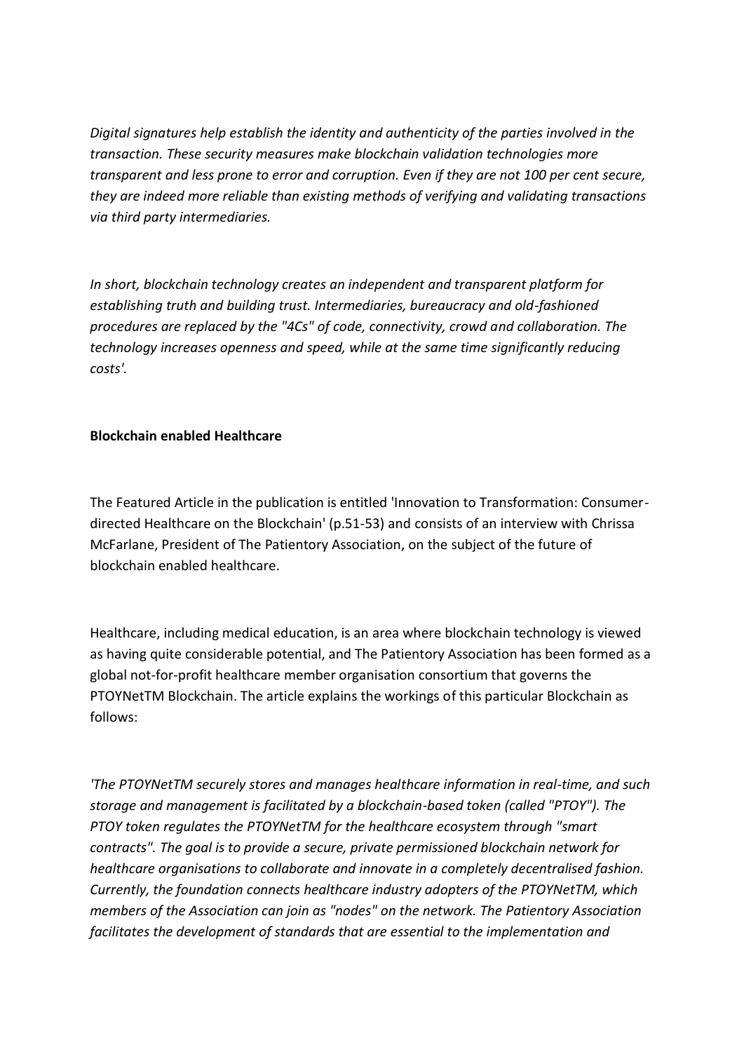*Digital signatures help establish the identity and authenticity of the parties involved in the transaction. These security measures make blockchain validation technologies more transparent and less prone to error and corruption. Even if they are not 100 per cent secure, they are indeed more reliable than existing methods of verifying and validating transactions via third party intermediaries.*

*In short, blockchain technology creates an independent and transparent platform for establishing truth and building trust. Intermediaries, bureaucracy and old-fashioned procedures are replaced by the "4Cs" of code, connectivity, crowd and collaboration. The technology increases openness and speed, while at the same time significantly reducing costs'.*

**Blockchain enabled Healthcare**

The Featured Article in the publication is entitled 'Innovation to Transformation: Consumer-directed Healthcare on the Blockchain' (p.51-53) and consists of an interview with Chrissa McFarlane, President of The Patientory Association, on the subject of the future of blockchain enabled healthcare.

Healthcare, including medical education, is an area where blockchain technology is viewed as having quite considerable potential, and The Patientory Association has been formed as a global not-for-profit healthcare member organisation consortium that governs the PTOYNetTM Blockchain. The article explains the workings of this particular Blockchain as follows:

*'The PTOYNetTM securely stores and manages healthcare information in real-time, and such storage and management is facilitated by a blockchain-based token (called "PTOY"). The PTOY token regulates the PTOYNetTM for the healthcare ecosystem through "smart contracts". The goal is to provide a secure, private permissioned blockchain network for healthcare organisations to collaborate and innovate in a completely decentralised fashion. Currently, the foundation connects healthcare industry adopters of the PTOYNetTM, which members of the Association can join as "nodes" on the network. The Patientory Association facilitates the development of standards that are essential to the implementation and*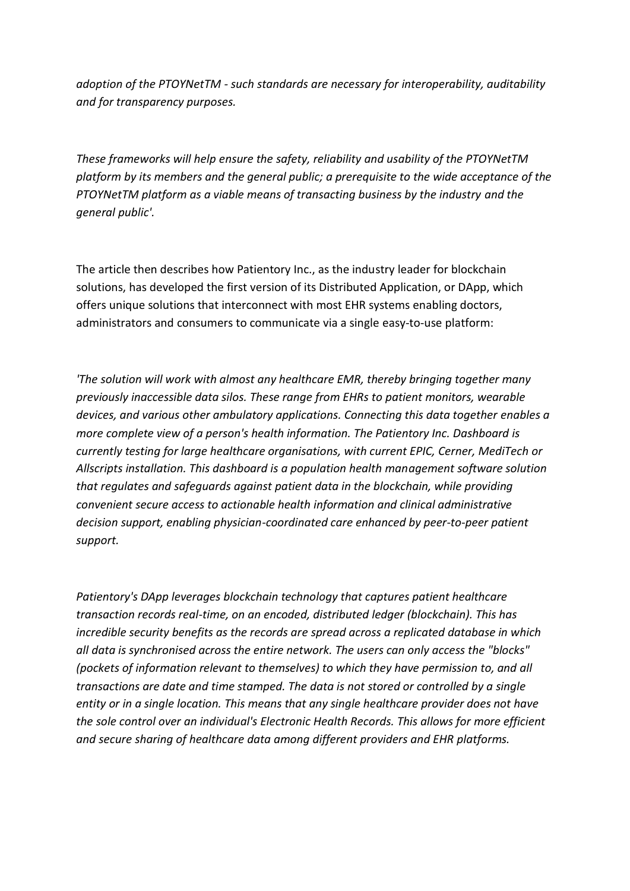*adoption of the PTOYNetTM - such standards are necessary for interoperability, auditability and for transparency purposes.*

*These frameworks will help ensure the safety, reliability and usability of the PTOYNetTM platform by its members and the general public; a prerequisite to the wide acceptance of the PTOYNetTM platform as a viable means of transacting business by the industry and the general public'.*

The article then describes how Patientory Inc., as the industry leader for blockchain solutions, has developed the first version of its Distributed Application, or DApp, which offers unique solutions that interconnect with most EHR systems enabling doctors, administrators and consumers to communicate via a single easy-to-use platform:

*'The solution will work with almost any healthcare EMR, thereby bringing together many previously inaccessible data silos. These range from EHRs to patient monitors, wearable devices, and various other ambulatory applications. Connecting this data together enables a more complete view of a person's health information. The Patientory Inc. Dashboard is currently testing for large healthcare organisations, with current EPIC, Cerner, MediTech or Allscripts installation. This dashboard is a population health management software solution that regulates and safeguards against patient data in the blockchain, while providing convenient secure access to actionable health information and clinical administrative decision support, enabling physician-coordinated care enhanced by peer-to-peer patient support.*

*Patientory's DApp leverages blockchain technology that captures patient healthcare transaction records real-time, on an encoded, distributed ledger (blockchain). This has incredible security benefits as the records are spread across a replicated database in which all data is synchronised across the entire network. The users can only access the "blocks" (pockets of information relevant to themselves) to which they have permission to, and all transactions are date and time stamped. The data is not stored or controlled by a single entity or in a single location. This means that any single healthcare provider does not have the sole control over an individual's Electronic Health Records. This allows for more efficient and secure sharing of healthcare data among different providers and EHR platforms.*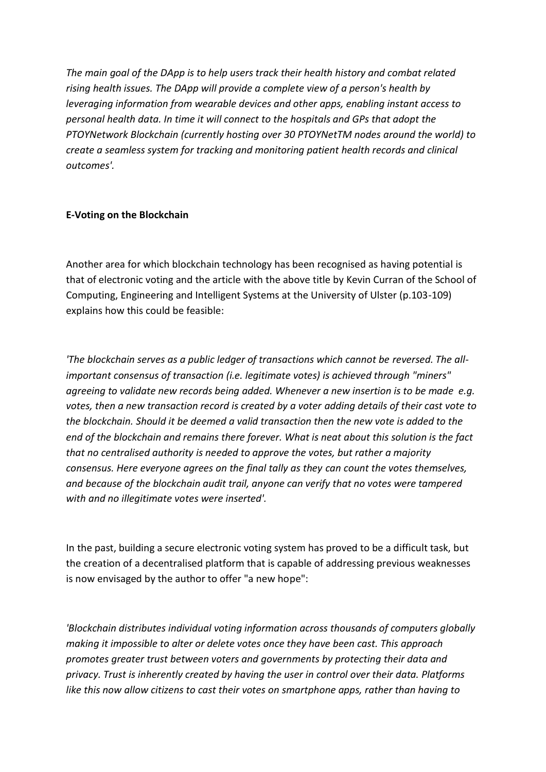*The main goal of the DApp is to help users track their health history and combat related rising health issues. The DApp will provide a complete view of a person's health by leveraging information from wearable devices and other apps, enabling instant access to personal health data. In time it will connect to the hospitals and GPs that adopt the PTOYNetwork Blockchain (currently hosting over 30 PTOYNetTM nodes around the world) to create a seamless system for tracking and monitoring patient health records and clinical outcomes'.*

**E-Voting on the Blockchain**

Another area for which blockchain technology has been recognised as having potential is that of electronic voting and the article with the above title by Kevin Curran of the School of Computing, Engineering and Intelligent Systems at the University of Ulster (p.103-109) explains how this could be feasible:

*'The blockchain serves as a public ledger of transactions which cannot be reversed. The all-important consensus of transaction (i.e. legitimate votes) is achieved through "miners" agreeing to validate new records being added. Whenever a new insertion is to be made e.g. votes, then a new transaction record is created by a voter adding details of their cast vote to the blockchain. Should it be deemed a valid transaction then the new vote is added to the end of the blockchain and remains there forever. What is neat about this solution is the fact that no centralised authority is needed to approve the votes, but rather a majority consensus. Here everyone agrees on the final tally as they can count the votes themselves, and because of the blockchain audit trail, anyone can verify that no votes were tampered with and no illegitimate votes were inserted'.*

In the past, building a secure electronic voting system has proved to be a difficult task, but the creation of a decentralised platform that is capable of addressing previous weaknesses is now envisaged by the author to offer "a new hope":

*'Blockchain distributes individual voting information across thousands of computers globally making it impossible to alter or delete votes once they have been cast. This approach promotes greater trust between voters and governments by protecting their data and privacy. Trust is inherently created by having the user in control over their data. Platforms like this now allow citizens to cast their votes on smartphone apps, rather than having to*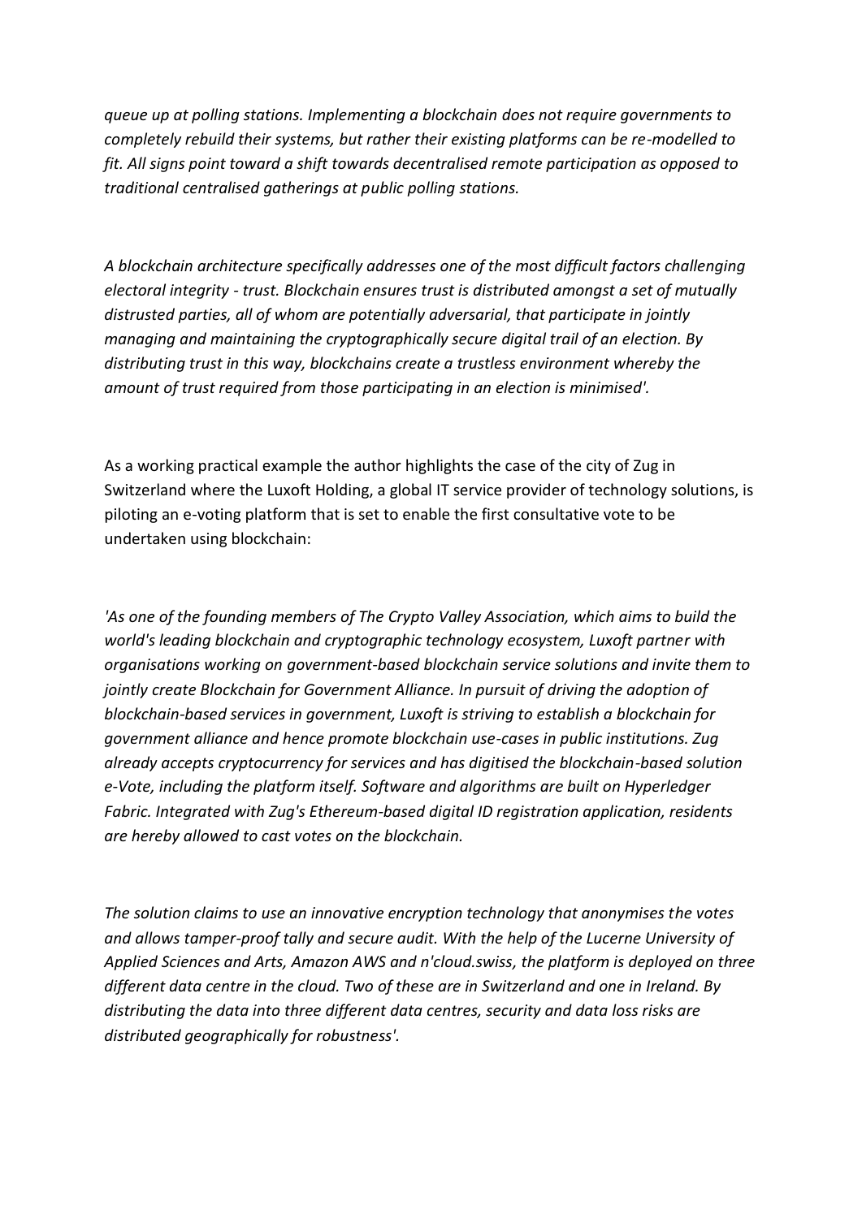*queue up at polling stations. Implementing a blockchain does not require governments to completely rebuild their systems, but rather their existing platforms can be re-modelled to fit. All signs point toward a shift towards decentralised remote participation as opposed to traditional centralised gatherings at public polling stations.*

*A blockchain architecture specifically addresses one of the most difficult factors challenging electoral integrity - trust. Blockchain ensures trust is distributed amongst a set of mutually distrusted parties, all of whom are potentially adversarial, that participate in jointly managing and maintaining the cryptographically secure digital trail of an election. By distributing trust in this way, blockchains create a trustless environment whereby the amount of trust required from those participating in an election is minimised'.*

As a working practical example the author highlights the case of the city of Zug in Switzerland where the Luxoft Holding, a global IT service provider of technology solutions, is piloting an e-voting platform that is set to enable the first consultative vote to be undertaken using blockchain:

*'As one of the founding members of The Crypto Valley Association, which aims to build the world's leading blockchain and cryptographic technology ecosystem, Luxoft partner with organisations working on government-based blockchain service solutions and invite them to jointly create Blockchain for Government Alliance. In pursuit of driving the adoption of blockchain-based services in government, Luxoft is striving to establish a blockchain for government alliance and hence promote blockchain use-cases in public institutions. Zug already accepts cryptocurrency for services and has digitised the blockchain-based solution e-Vote, including the platform itself. Software and algorithms are built on Hyperledger Fabric. Integrated with Zug's Ethereum-based digital ID registration application, residents are hereby allowed to cast votes on the blockchain.*

*The solution claims to use an innovative encryption technology that anonymises the votes and allows tamper-proof tally and secure audit. With the help of the Lucerne University of Applied Sciences and Arts, Amazon AWS and n'cloud.swiss, the platform is deployed on three different data centre in the cloud. Two of these are in Switzerland and one in Ireland. By distributing the data into three different data centres, security and data loss risks are distributed geographically for robustness'.*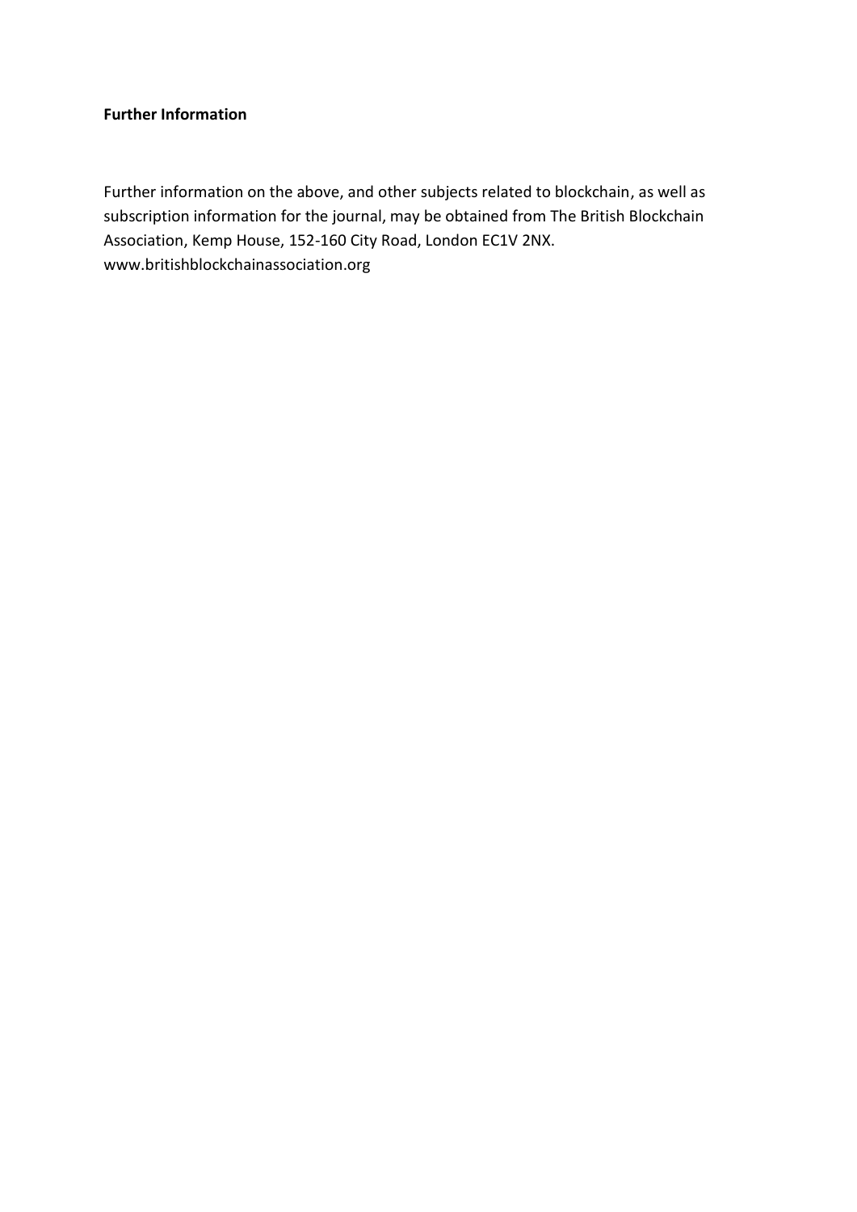**Further Information**

Further information on the above, and other subjects related to blockchain, as well as subscription information for the journal, may be obtained from The British Blockchain Association, Kemp House, 152-160 City Road, London EC1V 2NX. www.britishblockchainassociation.org